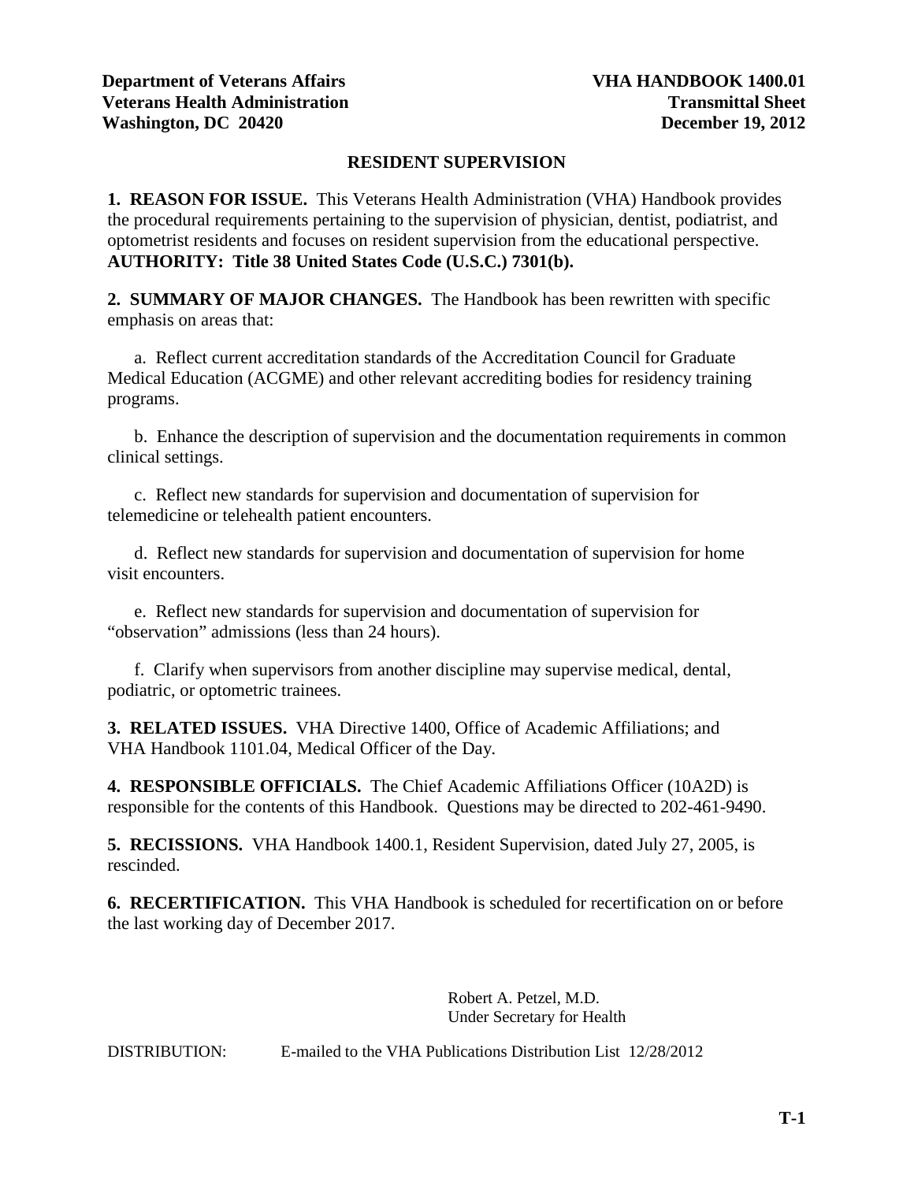**Department of Veterans Affairs** | **VHA HANDBOOK 1400.01**
**Veterans Health Administration** | **Transmittal Sheet**
**Washington, DC 20420** | **December 19, 2012**

# RESIDENT SUPERVISION

**1. REASON FOR ISSUE.** This Veterans Health Administration (VHA) Handbook provides the procedural requirements pertaining to the supervision of physician, dentist, podiatrist, and optometrist residents and focuses on resident supervision from the educational perspective. **AUTHORITY: Title 38 United States Code (U.S.C.) 7301(b).**

**2. SUMMARY OF MAJOR CHANGES.** The Handbook has been rewritten with specific emphasis on areas that:

a. Reflect current accreditation standards of the Accreditation Council for Graduate Medical Education (ACGME) and other relevant accrediting bodies for residency training programs.

b. Enhance the description of supervision and the documentation requirements in common clinical settings.

c. Reflect new standards for supervision and documentation of supervision for telemedicine or telehealth patient encounters.

d. Reflect new standards for supervision and documentation of supervision for home visit encounters.

e. Reflect new standards for supervision and documentation of supervision for "observation" admissions (less than 24 hours).

f. Clarify when supervisors from another discipline may supervise medical, dental, podiatric, or optometric trainees.

**3. RELATED ISSUES.** VHA Directive 1400, Office of Academic Affiliations; and VHA Handbook 1101.04, Medical Officer of the Day.

**4. RESPONSIBLE OFFICIALS.** The Chief Academic Affiliations Officer (10A2D) is responsible for the contents of this Handbook. Questions may be directed to 202-461-9490.

**5. RECISSIONS.** VHA Handbook 1400.1, Resident Supervision, dated July 27, 2005, is rescinded.

**6. RECERTIFICATION.** This VHA Handbook is scheduled for recertification on or before the last working day of December 2017.

Robert A. Petzel, M.D.
Under Secretary for Health

DISTRIBUTION: E-mailed to the VHA Publications Distribution List 12/28/2012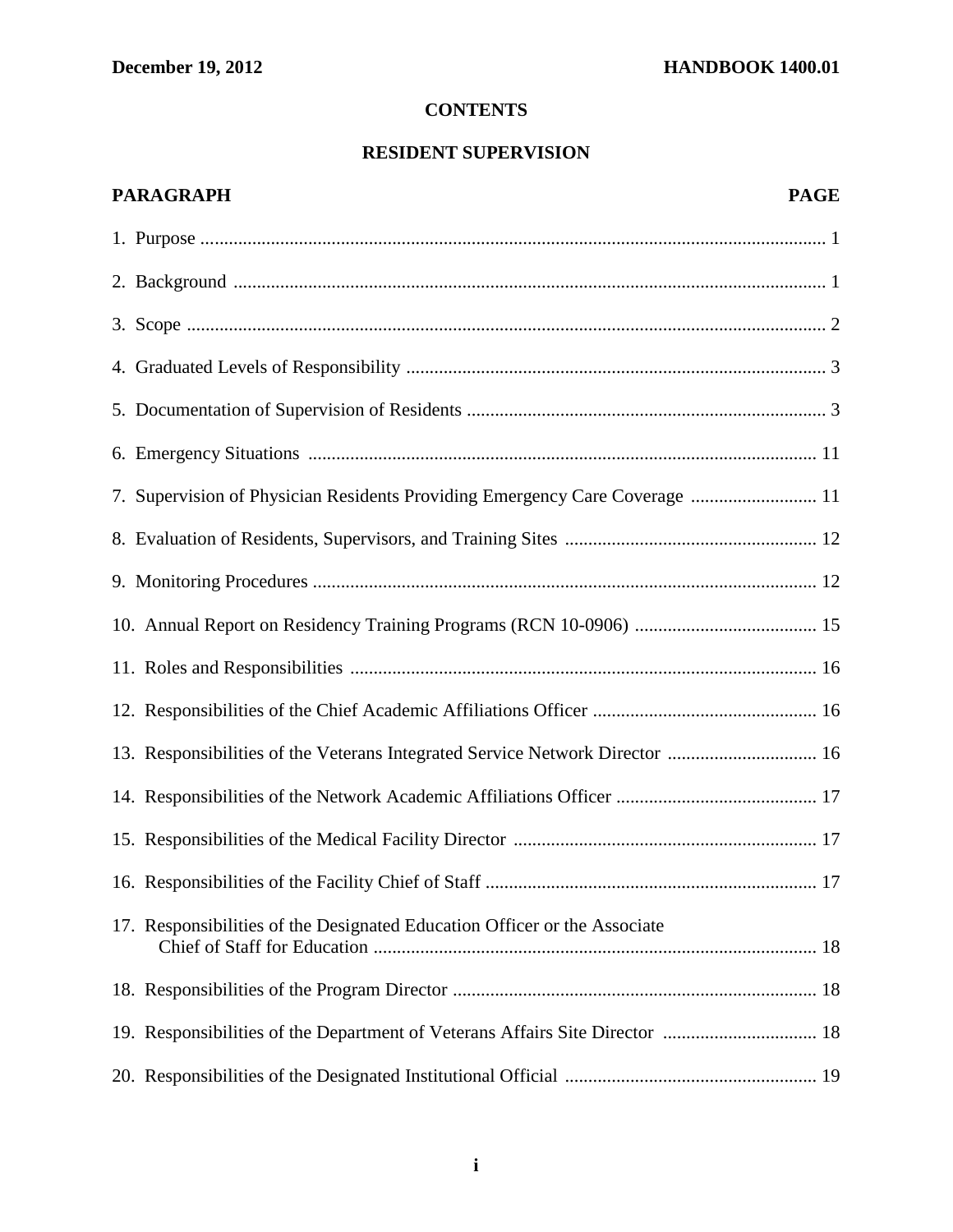# CONTENTS

## RESIDENT SUPERVISION

| PARAGRAPH | PAGE |
|---|---|
| 1. Purpose | 1 |
| 2. Background | 1 |
| 3. Scope | 2 |
| 4. Graduated Levels of Responsibility | 3 |
| 5. Documentation of Supervision of Residents | 3 |
| 6. Emergency Situations | 11 |
| 7. Supervision of Physician Residents Providing Emergency Care Coverage | 11 |
| 8. Evaluation of Residents, Supervisors, and Training Sites | 12 |
| 9. Monitoring Procedures | 12 |
| 10. Annual Report on Residency Training Programs (RCN 10-0906) | 15 |
| 11. Roles and Responsibilities | 16 |
| 12. Responsibilities of the Chief Academic Affiliations Officer | 16 |
| 13. Responsibilities of the Veterans Integrated Service Network Director | 16 |
| 14. Responsibilities of the Network Academic Affiliations Officer | 17 |
| 15. Responsibilities of the Medical Facility Director | 17 |
| 16. Responsibilities of the Facility Chief of Staff | 17 |
| 17. Responsibilities of the Designated Education Officer or the Associate Chief of Staff for Education | 18 |
| 18. Responsibilities of the Program Director | 18 |
| 19. Responsibilities of the Department of Veterans Affairs Site Director | 18 |
| 20. Responsibilities of the Designated Institutional Official | 19 |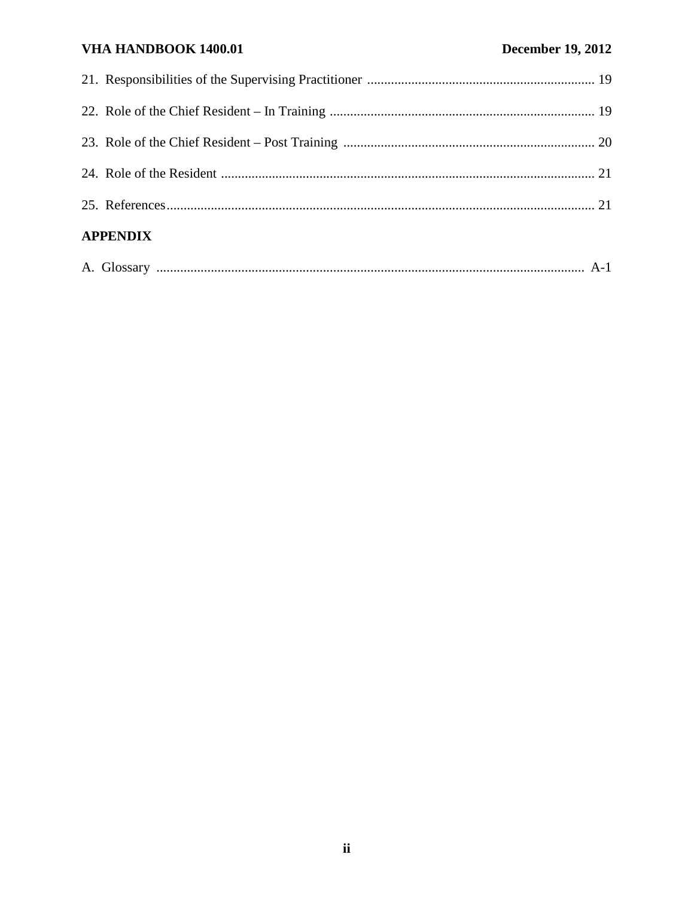21. Responsibilities of the Supervising Practitioner .................................................................. 19

22. Role of the Chief Resident – In Training ............................................................................. 19

23. Role of the Chief Resident – Post Training ......................................................................... 20

24. Role of the Resident ............................................................................................................ 21

25. References............................................................................................................................ 21

**APPENDIX**

A. Glossary ............................................................................................................................ A-1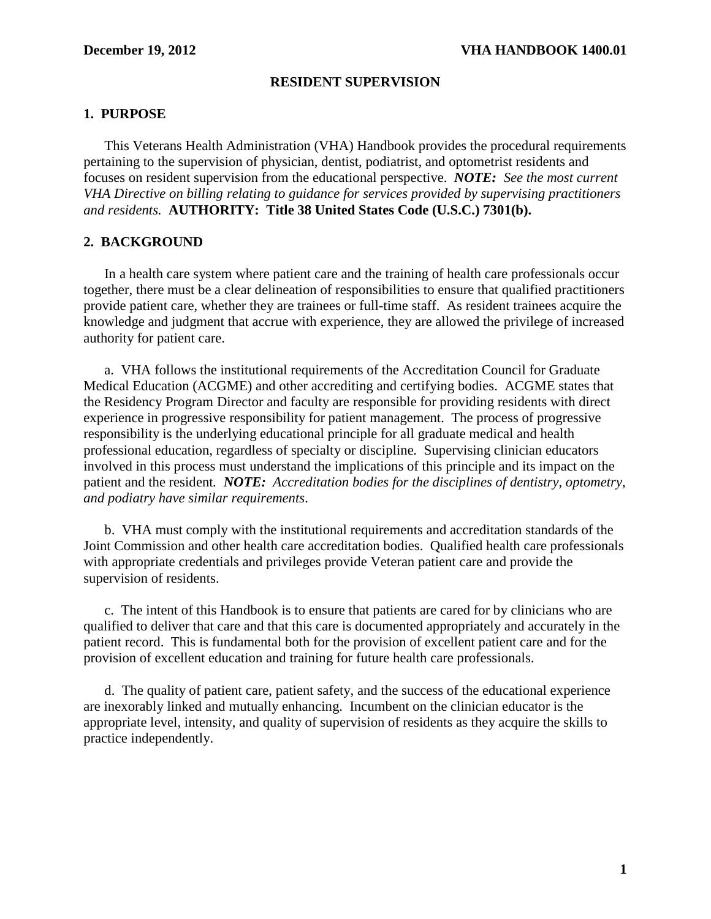# RESIDENT SUPERVISION

## 1. PURPOSE

This Veterans Health Administration (VHA) Handbook provides the procedural requirements pertaining to the supervision of physician, dentist, podiatrist, and optometrist residents and focuses on resident supervision from the educational perspective. ***NOTE:** See the most current VHA Directive on billing relating to guidance for services provided by supervising practitioners and residents.* **AUTHORITY: Title 38 United States Code (U.S.C.) 7301(b).**

## 2. BACKGROUND

In a health care system where patient care and the training of health care professionals occur together, there must be a clear delineation of responsibilities to ensure that qualified practitioners provide patient care, whether they are trainees or full-time staff. As resident trainees acquire the knowledge and judgment that accrue with experience, they are allowed the privilege of increased authority for patient care.

a. VHA follows the institutional requirements of the Accreditation Council for Graduate Medical Education (ACGME) and other accrediting and certifying bodies. ACGME states that the Residency Program Director and faculty are responsible for providing residents with direct experience in progressive responsibility for patient management. The process of progressive responsibility is the underlying educational principle for all graduate medical and health professional education, regardless of specialty or discipline. Supervising clinician educators involved in this process must understand the implications of this principle and its impact on the patient and the resident. ***NOTE:** Accreditation bodies for the disciplines of dentistry, optometry, and podiatry have similar requirements*.

b. VHA must comply with the institutional requirements and accreditation standards of the Joint Commission and other health care accreditation bodies. Qualified health care professionals with appropriate credentials and privileges provide Veteran patient care and provide the supervision of residents.

c. The intent of this Handbook is to ensure that patients are cared for by clinicians who are qualified to deliver that care and that this care is documented appropriately and accurately in the patient record. This is fundamental both for the provision of excellent patient care and for the provision of excellent education and training for future health care professionals.

d. The quality of patient care, patient safety, and the success of the educational experience are inexorably linked and mutually enhancing. Incumbent on the clinician educator is the appropriate level, intensity, and quality of supervision of residents as they acquire the skills to practice independently.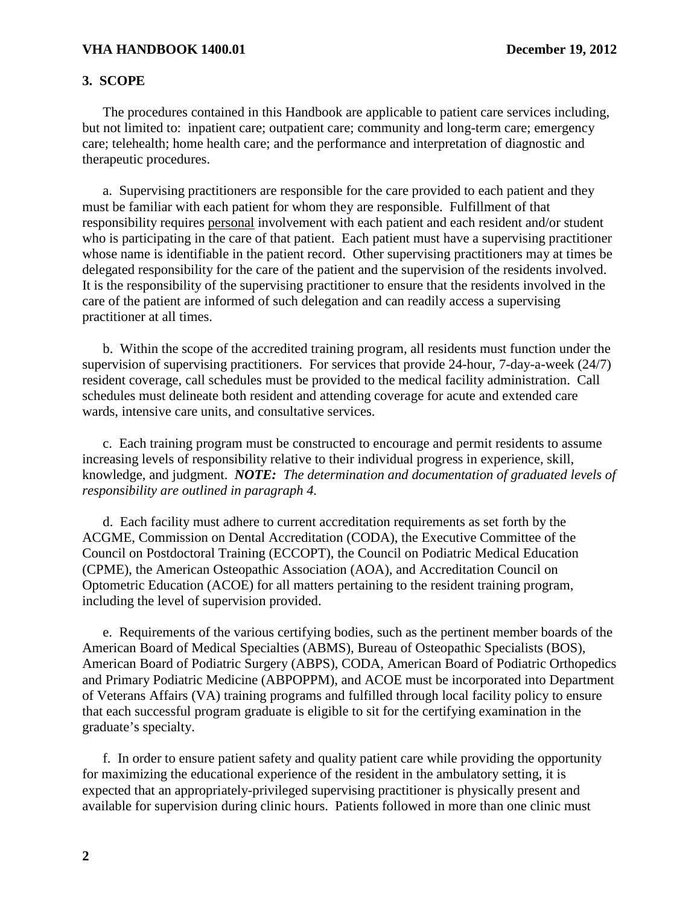## 3. SCOPE

The procedures contained in this Handbook are applicable to patient care services including, but not limited to: inpatient care; outpatient care; community and long-term care; emergency care; telehealth; home health care; and the performance and interpretation of diagnostic and therapeutic procedures.

a. Supervising practitioners are responsible for the care provided to each patient and they must be familiar with each patient for whom they are responsible. Fulfillment of that responsibility requires personal involvement with each patient and each resident and/or student who is participating in the care of that patient. Each patient must have a supervising practitioner whose name is identifiable in the patient record. Other supervising practitioners may at times be delegated responsibility for the care of the patient and the supervision of the residents involved. It is the responsibility of the supervising practitioner to ensure that the residents involved in the care of the patient are informed of such delegation and can readily access a supervising practitioner at all times.

b. Within the scope of the accredited training program, all residents must function under the supervision of supervising practitioners. For services that provide 24-hour, 7-day-a-week (24/7) resident coverage, call schedules must be provided to the medical facility administration. Call schedules must delineate both resident and attending coverage for acute and extended care wards, intensive care units, and consultative services.

c. Each training program must be constructed to encourage and permit residents to assume increasing levels of responsibility relative to their individual progress in experience, skill, knowledge, and judgment. ***NOTE:*** *The determination and documentation of graduated levels of responsibility are outlined in paragraph 4.*

d. Each facility must adhere to current accreditation requirements as set forth by the ACGME, Commission on Dental Accreditation (CODA), the Executive Committee of the Council on Postdoctoral Training (ECCOPT), the Council on Podiatric Medical Education (CPME), the American Osteopathic Association (AOA), and Accreditation Council on Optometric Education (ACOE) for all matters pertaining to the resident training program, including the level of supervision provided.

e. Requirements of the various certifying bodies, such as the pertinent member boards of the American Board of Medical Specialties (ABMS), Bureau of Osteopathic Specialists (BOS), American Board of Podiatric Surgery (ABPS), CODA, American Board of Podiatric Orthopedics and Primary Podiatric Medicine (ABPOPPM), and ACOE must be incorporated into Department of Veterans Affairs (VA) training programs and fulfilled through local facility policy to ensure that each successful program graduate is eligible to sit for the certifying examination in the graduate's specialty.

f. In order to ensure patient safety and quality patient care while providing the opportunity for maximizing the educational experience of the resident in the ambulatory setting, it is expected that an appropriately-privileged supervising practitioner is physically present and available for supervision during clinic hours. Patients followed in more than one clinic must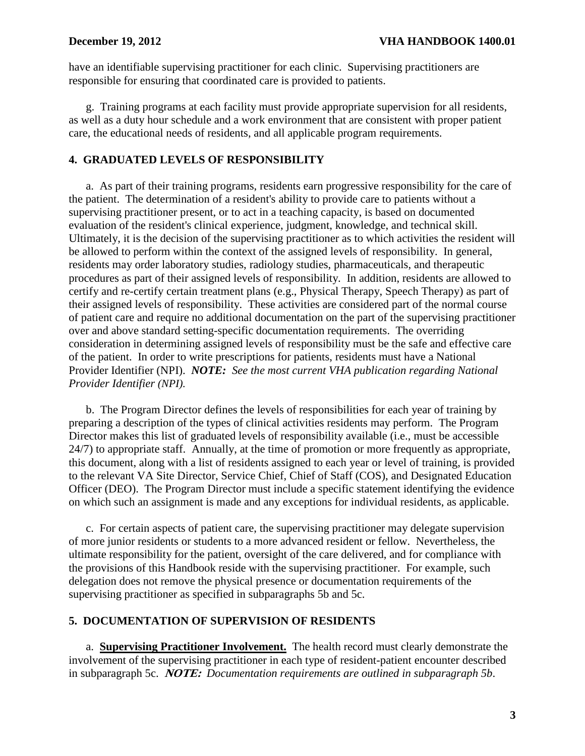have an identifiable supervising practitioner for each clinic. Supervising practitioners are responsible for ensuring that coordinated care is provided to patients.

g. Training programs at each facility must provide appropriate supervision for all residents, as well as a duty hour schedule and a work environment that are consistent with proper patient care, the educational needs of residents, and all applicable program requirements.

## 4. GRADUATED LEVELS OF RESPONSIBILITY

a. As part of their training programs, residents earn progressive responsibility for the care of the patient. The determination of a resident's ability to provide care to patients without a supervising practitioner present, or to act in a teaching capacity, is based on documented evaluation of the resident's clinical experience, judgment, knowledge, and technical skill. Ultimately, it is the decision of the supervising practitioner as to which activities the resident will be allowed to perform within the context of the assigned levels of responsibility. In general, residents may order laboratory studies, radiology studies, pharmaceuticals, and therapeutic procedures as part of their assigned levels of responsibility. In addition, residents are allowed to certify and re-certify certain treatment plans (e.g., Physical Therapy, Speech Therapy) as part of their assigned levels of responsibility. These activities are considered part of the normal course of patient care and require no additional documentation on the part of the supervising practitioner over and above standard setting-specific documentation requirements. The overriding consideration in determining assigned levels of responsibility must be the safe and effective care of the patient. In order to write prescriptions for patients, residents must have a National Provider Identifier (NPI). ***NOTE:*** *See the most current VHA publication regarding National Provider Identifier (NPI).*

b. The Program Director defines the levels of responsibilities for each year of training by preparing a description of the types of clinical activities residents may perform. The Program Director makes this list of graduated levels of responsibility available (i.e., must be accessible 24/7) to appropriate staff. Annually, at the time of promotion or more frequently as appropriate, this document, along with a list of residents assigned to each year or level of training, is provided to the relevant VA Site Director, Service Chief, Chief of Staff (COS), and Designated Education Officer (DEO). The Program Director must include a specific statement identifying the evidence on which such an assignment is made and any exceptions for individual residents, as applicable.

c. For certain aspects of patient care, the supervising practitioner may delegate supervision of more junior residents or students to a more advanced resident or fellow. Nevertheless, the ultimate responsibility for the patient, oversight of the care delivered, and for compliance with the provisions of this Handbook reside with the supervising practitioner. For example, such delegation does not remove the physical presence or documentation requirements of the supervising practitioner as specified in subparagraphs 5b and 5c.

## 5. DOCUMENTATION OF SUPERVISION OF RESIDENTS

a. **Supervising Practitioner Involvement.** The health record must clearly demonstrate the involvement of the supervising practitioner in each type of resident-patient encounter described in subparagraph 5c. ***NOTE:*** *Documentation requirements are outlined in subparagraph 5b.*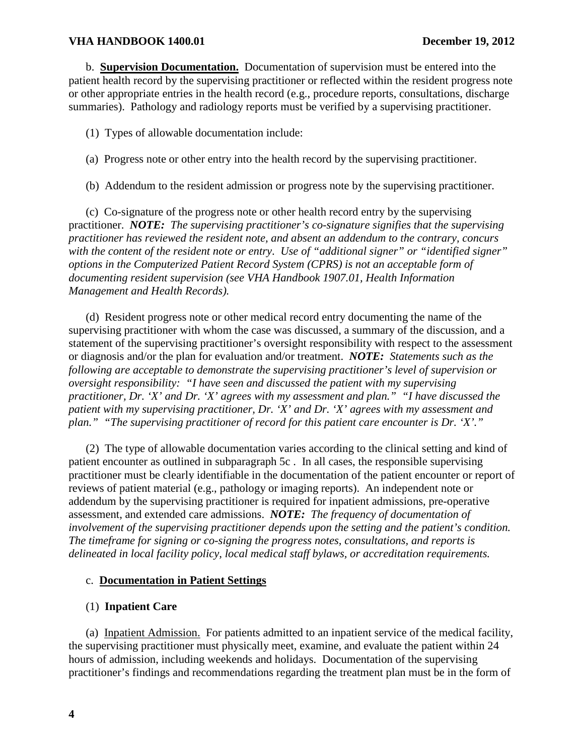b. **Supervision Documentation.** Documentation of supervision must be entered into the patient health record by the supervising practitioner or reflected within the resident progress note or other appropriate entries in the health record (e.g., procedure reports, consultations, discharge summaries). Pathology and radiology reports must be verified by a supervising practitioner.

(1) Types of allowable documentation include:

(a) Progress note or other entry into the health record by the supervising practitioner.

(b) Addendum to the resident admission or progress note by the supervising practitioner.

(c) Co-signature of the progress note or other health record entry by the supervising practitioner. ***NOTE:*** *The supervising practitioner's co-signature signifies that the supervising practitioner has reviewed the resident note, and absent an addendum to the contrary, concurs with the content of the resident note or entry. Use of "additional signer" or "identified signer" options in the Computerized Patient Record System (CPRS) is not an acceptable form of documenting resident supervision (see VHA Handbook 1907.01, Health Information Management and Health Records).*

(d) Resident progress note or other medical record entry documenting the name of the supervising practitioner with whom the case was discussed, a summary of the discussion, and a statement of the supervising practitioner's oversight responsibility with respect to the assessment or diagnosis and/or the plan for evaluation and/or treatment. ***NOTE:*** *Statements such as the following are acceptable to demonstrate the supervising practitioner's level of supervision or oversight responsibility: "I have seen and discussed the patient with my supervising practitioner, Dr. 'X' and Dr. 'X' agrees with my assessment and plan." "I have discussed the patient with my supervising practitioner, Dr. 'X' and Dr. 'X' agrees with my assessment and plan." "The supervising practitioner of record for this patient care encounter is Dr. 'X'."*

(2) The type of allowable documentation varies according to the clinical setting and kind of patient encounter as outlined in subparagraph 5c . In all cases, the responsible supervising practitioner must be clearly identifiable in the documentation of the patient encounter or report of reviews of patient material (e.g., pathology or imaging reports). An independent note or addendum by the supervising practitioner is required for inpatient admissions, pre-operative assessment, and extended care admissions. ***NOTE:*** *The frequency of documentation of involvement of the supervising practitioner depends upon the setting and the patient's condition. The timeframe for signing or co-signing the progress notes, consultations, and reports is delineated in local facility policy, local medical staff bylaws, or accreditation requirements.*

c. **Documentation in Patient Settings**

(1) **Inpatient Care**

(a) Inpatient Admission. For patients admitted to an inpatient service of the medical facility, the supervising practitioner must physically meet, examine, and evaluate the patient within 24 hours of admission, including weekends and holidays. Documentation of the supervising practitioner's findings and recommendations regarding the treatment plan must be in the form of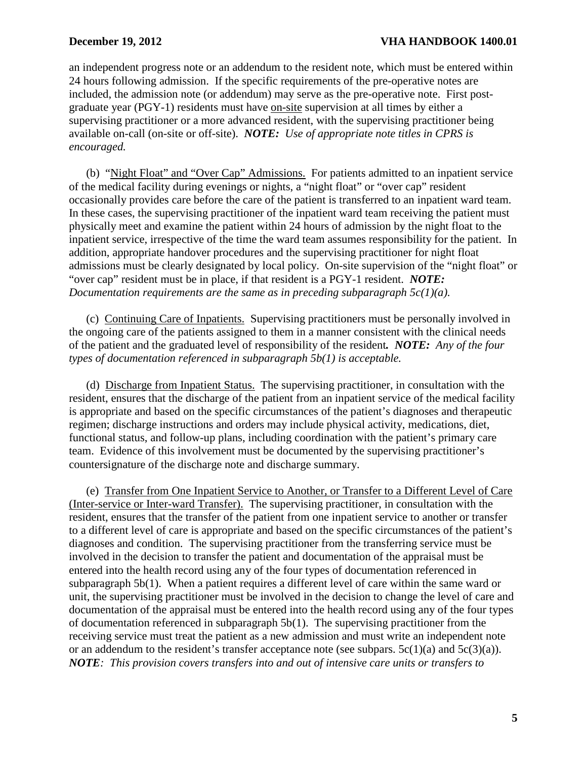an independent progress note or an addendum to the resident note, which must be entered within 24 hours following admission. If the specific requirements of the pre-operative notes are included, the admission note (or addendum) may serve as the pre-operative note. First post-graduate year (PGY-1) residents must have <u>on-site</u> supervision at all times by either a supervising practitioner or a more advanced resident, with the supervising practitioner being available on-call (on-site or off-site). ***NOTE:*** *Use of appropriate note titles in CPRS is encouraged.*

(b) <u>"Night Float" and "Over Cap" Admissions.</u> For patients admitted to an inpatient service of the medical facility during evenings or nights, a "night float" or "over cap" resident occasionally provides care before the care of the patient is transferred to an inpatient ward team. In these cases, the supervising practitioner of the inpatient ward team receiving the patient must physically meet and examine the patient within 24 hours of admission by the night float to the inpatient service, irrespective of the time the ward team assumes responsibility for the patient. In addition, appropriate handover procedures and the supervising practitioner for night float admissions must be clearly designated by local policy. On-site supervision of the "night float" or "over cap" resident must be in place, if that resident is a PGY-1 resident. ***NOTE:*** *Documentation requirements are the same as in preceding subparagraph 5c(1)(a).*

(c) <u>Continuing Care of Inpatients.</u> Supervising practitioners must be personally involved in the ongoing care of the patients assigned to them in a manner consistent with the clinical needs of the patient and the graduated level of responsibility of the resident***.*** ***NOTE:*** *Any of the four types of documentation referenced in subparagraph 5b(1) is acceptable.*

(d) <u>Discharge from Inpatient Status.</u> The supervising practitioner, in consultation with the resident, ensures that the discharge of the patient from an inpatient service of the medical facility is appropriate and based on the specific circumstances of the patient's diagnoses and therapeutic regimen; discharge instructions and orders may include physical activity, medications, diet, functional status, and follow-up plans, including coordination with the patient's primary care team. Evidence of this involvement must be documented by the supervising practitioner's countersignature of the discharge note and discharge summary.

(e) <u>Transfer from One Inpatient Service to Another, or Transfer to a Different Level of Care (Inter-service or Inter-ward Transfer).</u> The supervising practitioner, in consultation with the resident, ensures that the transfer of the patient from one inpatient service to another or transfer to a different level of care is appropriate and based on the specific circumstances of the patient's diagnoses and condition. The supervising practitioner from the transferring service must be involved in the decision to transfer the patient and documentation of the appraisal must be entered into the health record using any of the four types of documentation referenced in subparagraph 5b(1). When a patient requires a different level of care within the same ward or unit, the supervising practitioner must be involved in the decision to change the level of care and documentation of the appraisal must be entered into the health record using any of the four types of documentation referenced in subparagraph 5b(1). The supervising practitioner from the receiving service must treat the patient as a new admission and must write an independent note or an addendum to the resident's transfer acceptance note (see subpars. 5c(1)(a) and 5c(3)(a)). ***NOTE****: This provision covers transfers into and out of intensive care units or transfers to*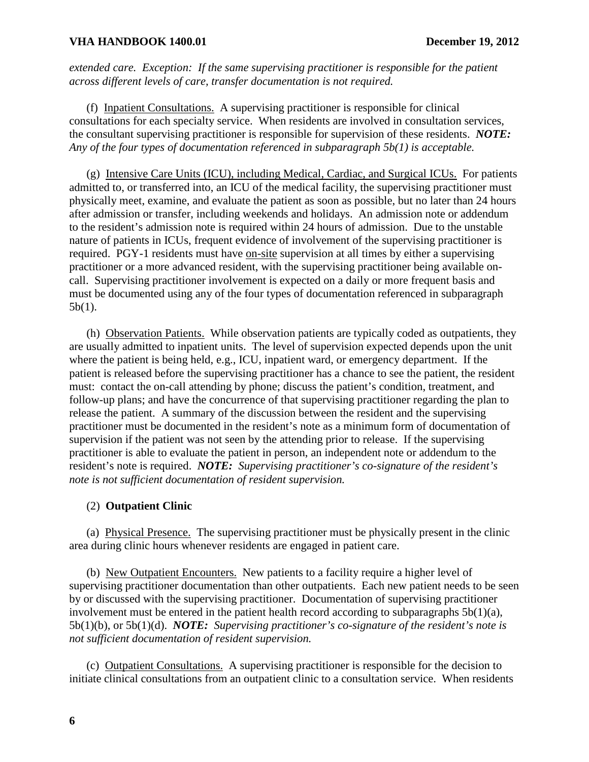*extended care. Exception: If the same supervising practitioner is responsible for the patient across different levels of care, transfer documentation is not required.*

(f) Inpatient Consultations. A supervising practitioner is responsible for clinical consultations for each specialty service. When residents are involved in consultation services, the consultant supervising practitioner is responsible for supervision of these residents. ***NOTE:*** *Any of the four types of documentation referenced in subparagraph 5b(1) is acceptable.*

(g) Intensive Care Units (ICU), including Medical, Cardiac, and Surgical ICUs. For patients admitted to, or transferred into, an ICU of the medical facility, the supervising practitioner must physically meet, examine, and evaluate the patient as soon as possible, but no later than 24 hours after admission or transfer, including weekends and holidays. An admission note or addendum to the resident's admission note is required within 24 hours of admission. Due to the unstable nature of patients in ICUs, frequent evidence of involvement of the supervising practitioner is required. PGY-1 residents must have on-site supervision at all times by either a supervising practitioner or a more advanced resident, with the supervising practitioner being available on-call. Supervising practitioner involvement is expected on a daily or more frequent basis and must be documented using any of the four types of documentation referenced in subparagraph 5b(1).

(h) Observation Patients. While observation patients are typically coded as outpatients, they are usually admitted to inpatient units. The level of supervision expected depends upon the unit where the patient is being held, e.g., ICU, inpatient ward, or emergency department. If the patient is released before the supervising practitioner has a chance to see the patient, the resident must: contact the on-call attending by phone; discuss the patient's condition, treatment, and follow-up plans; and have the concurrence of that supervising practitioner regarding the plan to release the patient. A summary of the discussion between the resident and the supervising practitioner must be documented in the resident's note as a minimum form of documentation of supervision if the patient was not seen by the attending prior to release. If the supervising practitioner is able to evaluate the patient in person, an independent note or addendum to the resident's note is required. ***NOTE:*** *Supervising practitioner's co-signature of the resident's note is not sufficient documentation of resident supervision.*

(2) **Outpatient Clinic**

(a) Physical Presence. The supervising practitioner must be physically present in the clinic area during clinic hours whenever residents are engaged in patient care.

(b) New Outpatient Encounters. New patients to a facility require a higher level of supervising practitioner documentation than other outpatients. Each new patient needs to be seen by or discussed with the supervising practitioner. Documentation of supervising practitioner involvement must be entered in the patient health record according to subparagraphs 5b(1)(a), 5b(1)(b), or 5b(1)(d). ***NOTE:*** *Supervising practitioner's co-signature of the resident's note is not sufficient documentation of resident supervision.*

(c) Outpatient Consultations. A supervising practitioner is responsible for the decision to initiate clinical consultations from an outpatient clinic to a consultation service. When residents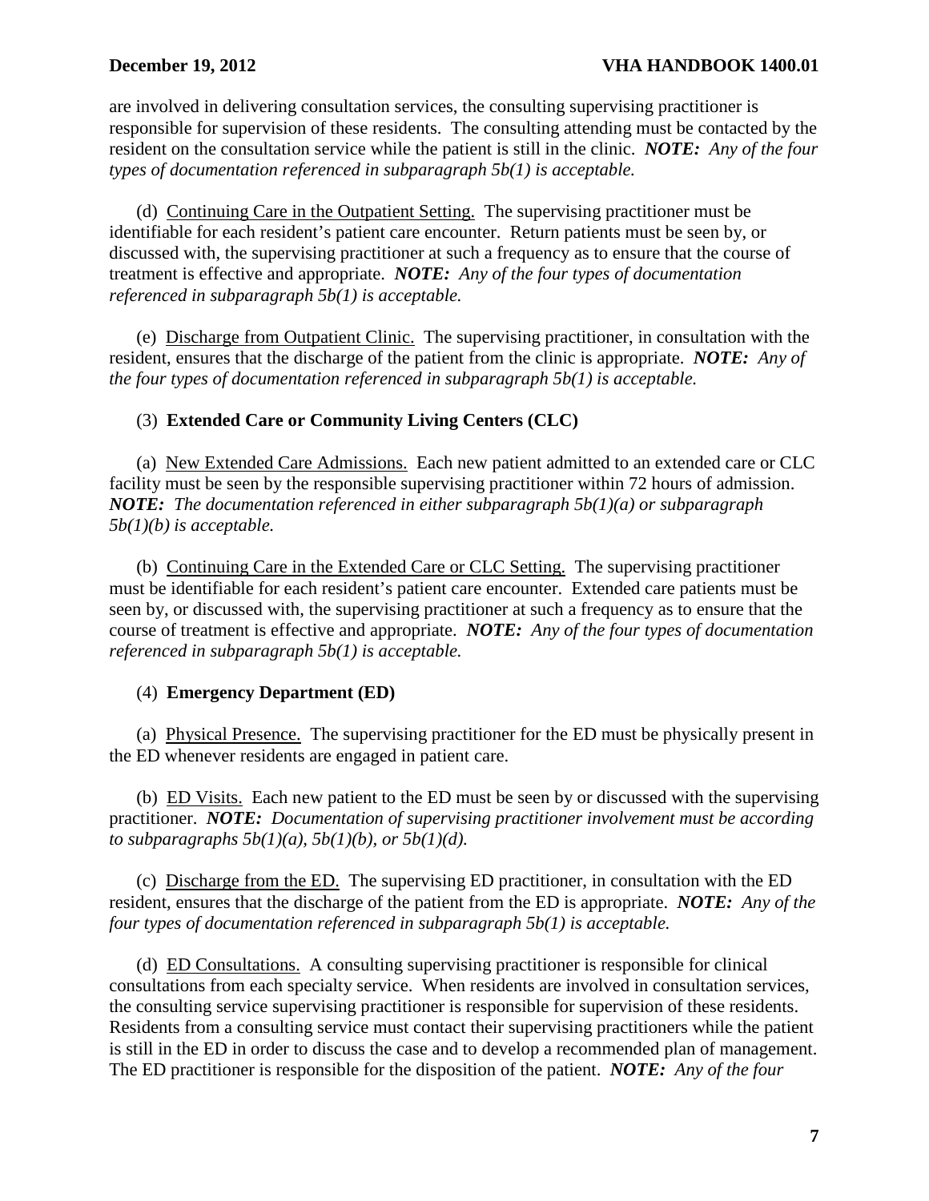are involved in delivering consultation services, the consulting supervising practitioner is responsible for supervision of these residents. The consulting attending must be contacted by the resident on the consultation service while the patient is still in the clinic. ***NOTE:*** *Any of the four types of documentation referenced in subparagraph 5b(1) is acceptable.*

(d) Continuing Care in the Outpatient Setting. The supervising practitioner must be identifiable for each resident's patient care encounter. Return patients must be seen by, or discussed with, the supervising practitioner at such a frequency as to ensure that the course of treatment is effective and appropriate. ***NOTE:*** *Any of the four types of documentation referenced in subparagraph 5b(1) is acceptable.*

(e) Discharge from Outpatient Clinic. The supervising practitioner, in consultation with the resident, ensures that the discharge of the patient from the clinic is appropriate. ***NOTE:*** *Any of the four types of documentation referenced in subparagraph 5b(1) is acceptable.*

(3) **Extended Care or Community Living Centers (CLC)**

(a) New Extended Care Admissions. Each new patient admitted to an extended care or CLC facility must be seen by the responsible supervising practitioner within 72 hours of admission. ***NOTE:*** *The documentation referenced in either subparagraph 5b(1)(a) or subparagraph 5b(1)(b) is acceptable.*

(b) Continuing Care in the Extended Care or CLC Setting. The supervising practitioner must be identifiable for each resident's patient care encounter. Extended care patients must be seen by, or discussed with, the supervising practitioner at such a frequency as to ensure that the course of treatment is effective and appropriate. ***NOTE:*** *Any of the four types of documentation referenced in subparagraph 5b(1) is acceptable.*

(4) **Emergency Department (ED)**

(a) Physical Presence. The supervising practitioner for the ED must be physically present in the ED whenever residents are engaged in patient care.

(b) ED Visits. Each new patient to the ED must be seen by or discussed with the supervising practitioner. ***NOTE:*** *Documentation of supervising practitioner involvement must be according to subparagraphs 5b(1)(a), 5b(1)(b), or 5b(1)(d).*

(c) Discharge from the ED. The supervising ED practitioner, in consultation with the ED resident, ensures that the discharge of the patient from the ED is appropriate. ***NOTE:*** *Any of the four types of documentation referenced in subparagraph 5b(1) is acceptable.*

(d) ED Consultations. A consulting supervising practitioner is responsible for clinical consultations from each specialty service. When residents are involved in consultation services, the consulting service supervising practitioner is responsible for supervision of these residents. Residents from a consulting service must contact their supervising practitioners while the patient is still in the ED in order to discuss the case and to develop a recommended plan of management. The ED practitioner is responsible for the disposition of the patient. ***NOTE:*** *Any of the four*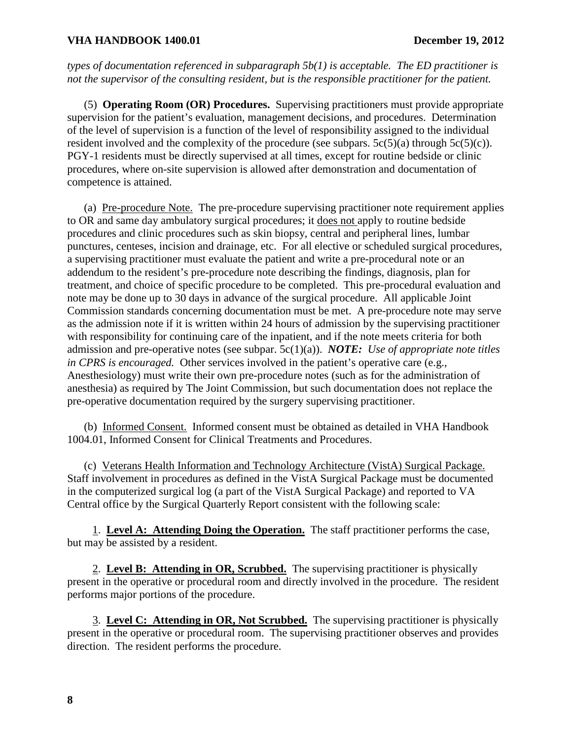*types of documentation referenced in subparagraph 5b(1) is acceptable. The ED practitioner is not the supervisor of the consulting resident, but is the responsible practitioner for the patient.*

(5) **Operating Room (OR) Procedures.** Supervising practitioners must provide appropriate supervision for the patient's evaluation, management decisions, and procedures. Determination of the level of supervision is a function of the level of responsibility assigned to the individual resident involved and the complexity of the procedure (see subpars. 5c(5)(a) through 5c(5)(c)). PGY-1 residents must be directly supervised at all times, except for routine bedside or clinic procedures, where on-site supervision is allowed after demonstration and documentation of competence is attained.

(a) <u>Pre-procedure Note.</u> The pre-procedure supervising practitioner note requirement applies to OR and same day ambulatory surgical procedures; it <u>does not</u> apply to routine bedside procedures and clinic procedures such as skin biopsy, central and peripheral lines, lumbar punctures, centeses, incision and drainage, etc. For all elective or scheduled surgical procedures, a supervising practitioner must evaluate the patient and write a pre-procedural note or an addendum to the resident's pre-procedure note describing the findings, diagnosis, plan for treatment, and choice of specific procedure to be completed. This pre-procedural evaluation and note may be done up to 30 days in advance of the surgical procedure. All applicable Joint Commission standards concerning documentation must be met. A pre-procedure note may serve as the admission note if it is written within 24 hours of admission by the supervising practitioner with responsibility for continuing care of the inpatient, and if the note meets criteria for both admission and pre-operative notes (see subpar. 5c(1)(a)). ***NOTE:** Use of appropriate note titles in CPRS is encouraged.* Other services involved in the patient's operative care (e.g., Anesthesiology) must write their own pre-procedure notes (such as for the administration of anesthesia) as required by The Joint Commission, but such documentation does not replace the pre-operative documentation required by the surgery supervising practitioner.

(b) <u>Informed Consent.</u> Informed consent must be obtained as detailed in VHA Handbook 1004.01, Informed Consent for Clinical Treatments and Procedures.

(c) <u>Veterans Health Information and Technology Architecture (VistA) Surgical Package.</u> Staff involvement in procedures as defined in the VistA Surgical Package must be documented in the computerized surgical log (a part of the VistA Surgical Package) and reported to VA Central office by the Surgical Quarterly Report consistent with the following scale:

<u>1</u>. **<u>Level A: Attending Doing the Operation.</u>** The staff practitioner performs the case, but may be assisted by a resident.

<u>2</u>. **<u>Level B: Attending in OR, Scrubbed.</u>** The supervising practitioner is physically present in the operative or procedural room and directly involved in the procedure. The resident performs major portions of the procedure.

<u>3</u>. **<u>Level C: Attending in OR, Not Scrubbed.</u>** The supervising practitioner is physically present in the operative or procedural room. The supervising practitioner observes and provides direction. The resident performs the procedure.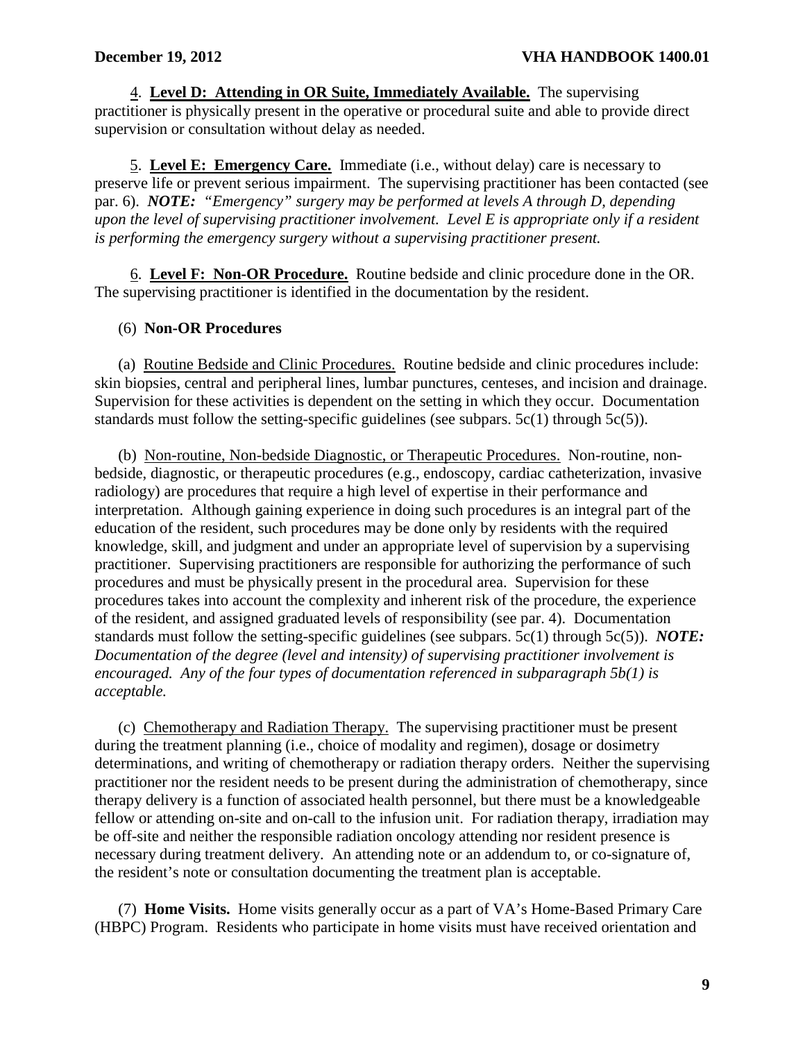4. **Level D: Attending in OR Suite, Immediately Available.** The supervising practitioner is physically present in the operative or procedural suite and able to provide direct supervision or consultation without delay as needed.

5. **Level E: Emergency Care.** Immediate (i.e., without delay) care is necessary to preserve life or prevent serious impairment. The supervising practitioner has been contacted (see par. 6). ***NOTE:*** *"Emergency" surgery may be performed at levels A through D, depending upon the level of supervising practitioner involvement. Level E is appropriate only if a resident is performing the emergency surgery without a supervising practitioner present.*

6. **Level F: Non-OR Procedure.** Routine bedside and clinic procedure done in the OR. The supervising practitioner is identified in the documentation by the resident.

(6) **Non-OR Procedures**

(a) Routine Bedside and Clinic Procedures. Routine bedside and clinic procedures include: skin biopsies, central and peripheral lines, lumbar punctures, centeses, and incision and drainage. Supervision for these activities is dependent on the setting in which they occur. Documentation standards must follow the setting-specific guidelines (see subpars. 5c(1) through 5c(5)).

(b) Non-routine, Non-bedside Diagnostic, or Therapeutic Procedures. Non-routine, non-bedside, diagnostic, or therapeutic procedures (e.g., endoscopy, cardiac catheterization, invasive radiology) are procedures that require a high level of expertise in their performance and interpretation. Although gaining experience in doing such procedures is an integral part of the education of the resident, such procedures may be done only by residents with the required knowledge, skill, and judgment and under an appropriate level of supervision by a supervising practitioner. Supervising practitioners are responsible for authorizing the performance of such procedures and must be physically present in the procedural area. Supervision for these procedures takes into account the complexity and inherent risk of the procedure, the experience of the resident, and assigned graduated levels of responsibility (see par. 4). Documentation standards must follow the setting-specific guidelines (see subpars. 5c(1) through 5c(5)). ***NOTE:*** *Documentation of the degree (level and intensity) of supervising practitioner involvement is encouraged. Any of the four types of documentation referenced in subparagraph 5b(1) is acceptable.*

(c) Chemotherapy and Radiation Therapy. The supervising practitioner must be present during the treatment planning (i.e., choice of modality and regimen), dosage or dosimetry determinations, and writing of chemotherapy or radiation therapy orders. Neither the supervising practitioner nor the resident needs to be present during the administration of chemotherapy, since therapy delivery is a function of associated health personnel, but there must be a knowledgeable fellow or attending on-site and on-call to the infusion unit. For radiation therapy, irradiation may be off-site and neither the responsible radiation oncology attending nor resident presence is necessary during treatment delivery. An attending note or an addendum to, or co-signature of, the resident's note or consultation documenting the treatment plan is acceptable.

(7) **Home Visits.** Home visits generally occur as a part of VA's Home-Based Primary Care (HBPC) Program. Residents who participate in home visits must have received orientation and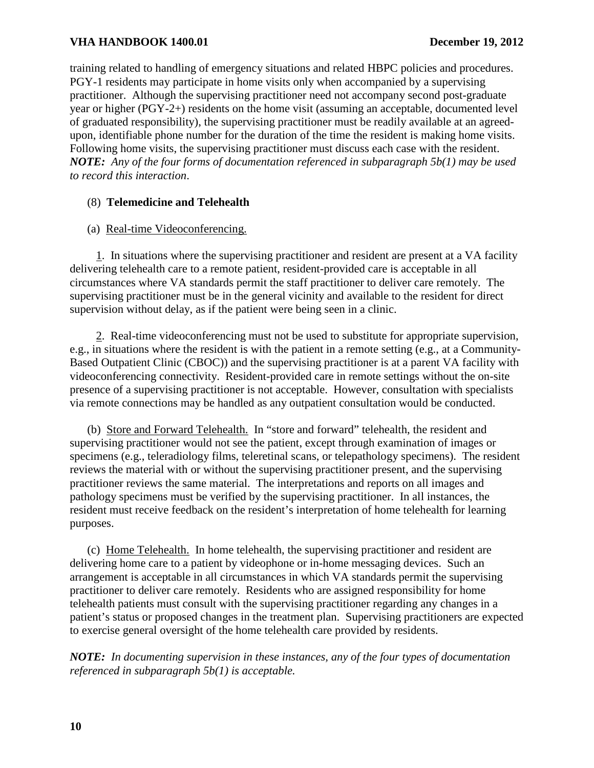training related to handling of emergency situations and related HBPC policies and procedures. PGY-1 residents may participate in home visits only when accompanied by a supervising practitioner. Although the supervising practitioner need not accompany second post-graduate year or higher (PGY-2+) residents on the home visit (assuming an acceptable, documented level of graduated responsibility), the supervising practitioner must be readily available at an agreed-upon, identifiable phone number for the duration of the time the resident is making home visits. Following home visits, the supervising practitioner must discuss each case with the resident. ***NOTE:*** *Any of the four forms of documentation referenced in subparagraph 5b(1) may be used to record this interaction*.

(8) **Telemedicine and Telehealth**

(a) Real-time Videoconferencing.

1. In situations where the supervising practitioner and resident are present at a VA facility delivering telehealth care to a remote patient, resident-provided care is acceptable in all circumstances where VA standards permit the staff practitioner to deliver care remotely. The supervising practitioner must be in the general vicinity and available to the resident for direct supervision without delay, as if the patient were being seen in a clinic.

2. Real-time videoconferencing must not be used to substitute for appropriate supervision, e.g., in situations where the resident is with the patient in a remote setting (e.g., at a Community-Based Outpatient Clinic (CBOC)) and the supervising practitioner is at a parent VA facility with videoconferencing connectivity. Resident-provided care in remote settings without the on-site presence of a supervising practitioner is not acceptable. However, consultation with specialists via remote connections may be handled as any outpatient consultation would be conducted.

(b) Store and Forward Telehealth. In "store and forward" telehealth, the resident and supervising practitioner would not see the patient, except through examination of images or specimens (e.g., teleradiology films, teleretinal scans, or telepathology specimens). The resident reviews the material with or without the supervising practitioner present, and the supervising practitioner reviews the same material. The interpretations and reports on all images and pathology specimens must be verified by the supervising practitioner. In all instances, the resident must receive feedback on the resident's interpretation of home telehealth for learning purposes.

(c) Home Telehealth. In home telehealth, the supervising practitioner and resident are delivering home care to a patient by videophone or in-home messaging devices. Such an arrangement is acceptable in all circumstances in which VA standards permit the supervising practitioner to deliver care remotely. Residents who are assigned responsibility for home telehealth patients must consult with the supervising practitioner regarding any changes in a patient's status or proposed changes in the treatment plan. Supervising practitioners are expected to exercise general oversight of the home telehealth care provided by residents.

***NOTE:*** *In documenting supervision in these instances, any of the four types of documentation referenced in subparagraph 5b(1) is acceptable.*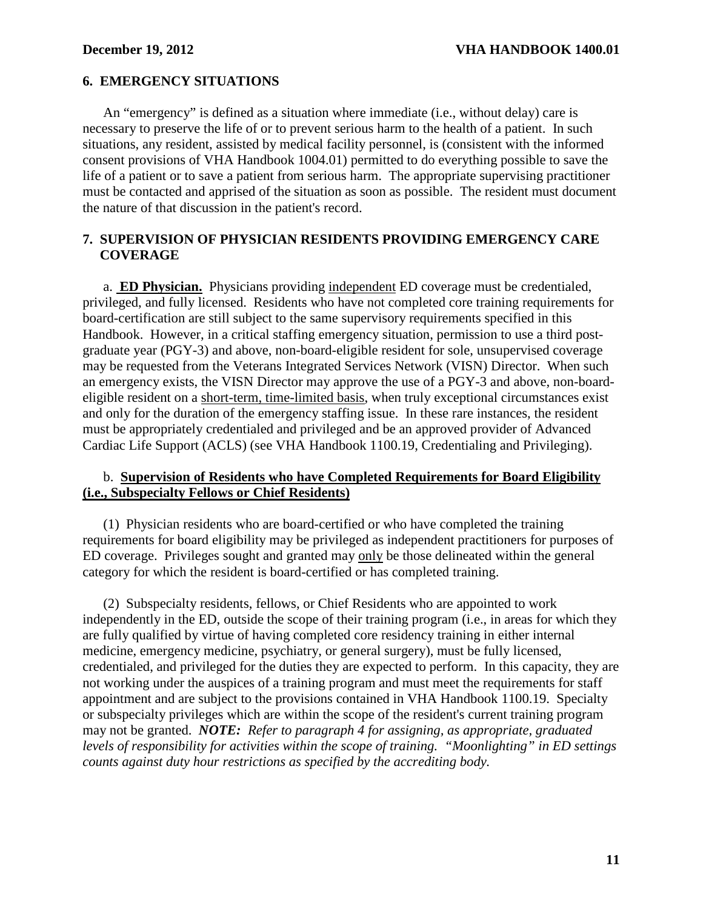## 6. EMERGENCY SITUATIONS

An "emergency" is defined as a situation where immediate (i.e., without delay) care is necessary to preserve the life of or to prevent serious harm to the health of a patient. In such situations, any resident, assisted by medical facility personnel, is (consistent with the informed consent provisions of VHA Handbook 1004.01) permitted to do everything possible to save the life of a patient or to save a patient from serious harm. The appropriate supervising practitioner must be contacted and apprised of the situation as soon as possible. The resident must document the nature of that discussion in the patient's record.

## 7. SUPERVISION OF PHYSICIAN RESIDENTS PROVIDING EMERGENCY CARE COVERAGE

a. **ED Physician.** Physicians providing independent ED coverage must be credentialed, privileged, and fully licensed. Residents who have not completed core training requirements for board-certification are still subject to the same supervisory requirements specified in this Handbook. However, in a critical staffing emergency situation, permission to use a third post-graduate year (PGY-3) and above, non-board-eligible resident for sole, unsupervised coverage may be requested from the Veterans Integrated Services Network (VISN) Director. When such an emergency exists, the VISN Director may approve the use of a PGY-3 and above, non-board-eligible resident on a short-term, time-limited basis, when truly exceptional circumstances exist and only for the duration of the emergency staffing issue. In these rare instances, the resident must be appropriately credentialed and privileged and be an approved provider of Advanced Cardiac Life Support (ACLS) (see VHA Handbook 1100.19, Credentialing and Privileging).

b. **Supervision of Residents who have Completed Requirements for Board Eligibility (i.e., Subspecialty Fellows or Chief Residents)**

(1) Physician residents who are board-certified or who have completed the training requirements for board eligibility may be privileged as independent practitioners for purposes of ED coverage. Privileges sought and granted may only be those delineated within the general category for which the resident is board-certified or has completed training.

(2) Subspecialty residents, fellows, or Chief Residents who are appointed to work independently in the ED, outside the scope of their training program (i.e., in areas for which they are fully qualified by virtue of having completed core residency training in either internal medicine, emergency medicine, psychiatry, or general surgery), must be fully licensed, credentialed, and privileged for the duties they are expected to perform. In this capacity, they are not working under the auspices of a training program and must meet the requirements for staff appointment and are subject to the provisions contained in VHA Handbook 1100.19. Specialty or subspecialty privileges which are within the scope of the resident's current training program may not be granted. ***NOTE:*** *Refer to paragraph 4 for assigning, as appropriate, graduated levels of responsibility for activities within the scope of training. "Moonlighting" in ED settings counts against duty hour restrictions as specified by the accrediting body.*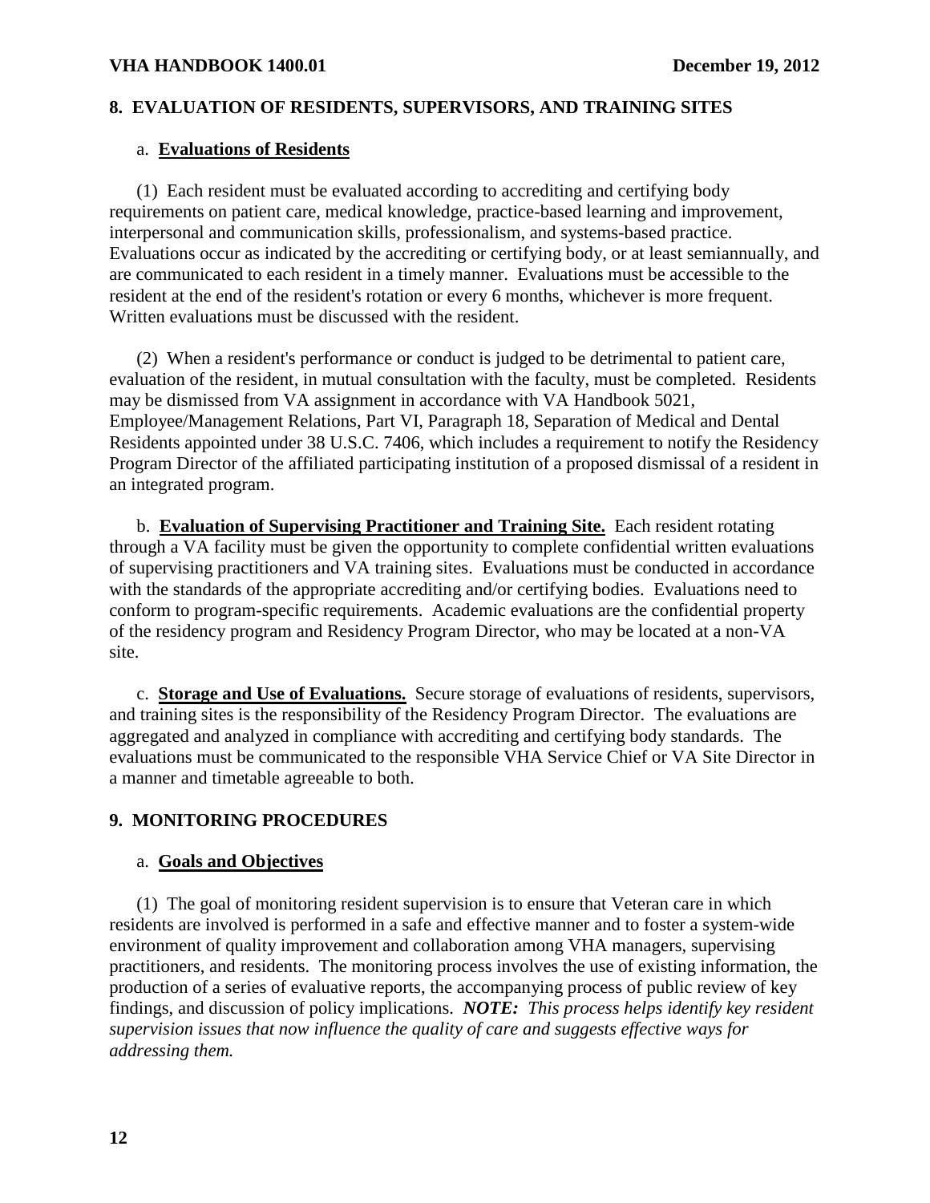## 8. EVALUATION OF RESIDENTS, SUPERVISORS, AND TRAINING SITES

a. **Evaluations of Residents**

(1) Each resident must be evaluated according to accrediting and certifying body requirements on patient care, medical knowledge, practice-based learning and improvement, interpersonal and communication skills, professionalism, and systems-based practice. Evaluations occur as indicated by the accrediting or certifying body, or at least semiannually, and are communicated to each resident in a timely manner. Evaluations must be accessible to the resident at the end of the resident's rotation or every 6 months, whichever is more frequent. Written evaluations must be discussed with the resident.

(2) When a resident's performance or conduct is judged to be detrimental to patient care, evaluation of the resident, in mutual consultation with the faculty, must be completed. Residents may be dismissed from VA assignment in accordance with VA Handbook 5021, Employee/Management Relations, Part VI, Paragraph 18, Separation of Medical and Dental Residents appointed under 38 U.S.C. 7406, which includes a requirement to notify the Residency Program Director of the affiliated participating institution of a proposed dismissal of a resident in an integrated program.

b. **Evaluation of Supervising Practitioner and Training Site.** Each resident rotating through a VA facility must be given the opportunity to complete confidential written evaluations of supervising practitioners and VA training sites. Evaluations must be conducted in accordance with the standards of the appropriate accrediting and/or certifying bodies. Evaluations need to conform to program-specific requirements. Academic evaluations are the confidential property of the residency program and Residency Program Director, who may be located at a non-VA site.

c. **Storage and Use of Evaluations.** Secure storage of evaluations of residents, supervisors, and training sites is the responsibility of the Residency Program Director. The evaluations are aggregated and analyzed in compliance with accrediting and certifying body standards. The evaluations must be communicated to the responsible VHA Service Chief or VA Site Director in a manner and timetable agreeable to both.

## 9. MONITORING PROCEDURES

a. **Goals and Objectives**

(1) The goal of monitoring resident supervision is to ensure that Veteran care in which residents are involved is performed in a safe and effective manner and to foster a system-wide environment of quality improvement and collaboration among VHA managers, supervising practitioners, and residents. The monitoring process involves the use of existing information, the production of a series of evaluative reports, the accompanying process of public review of key findings, and discussion of policy implications. ***NOTE:*** *This process helps identify key resident supervision issues that now influence the quality of care and suggests effective ways for addressing them.*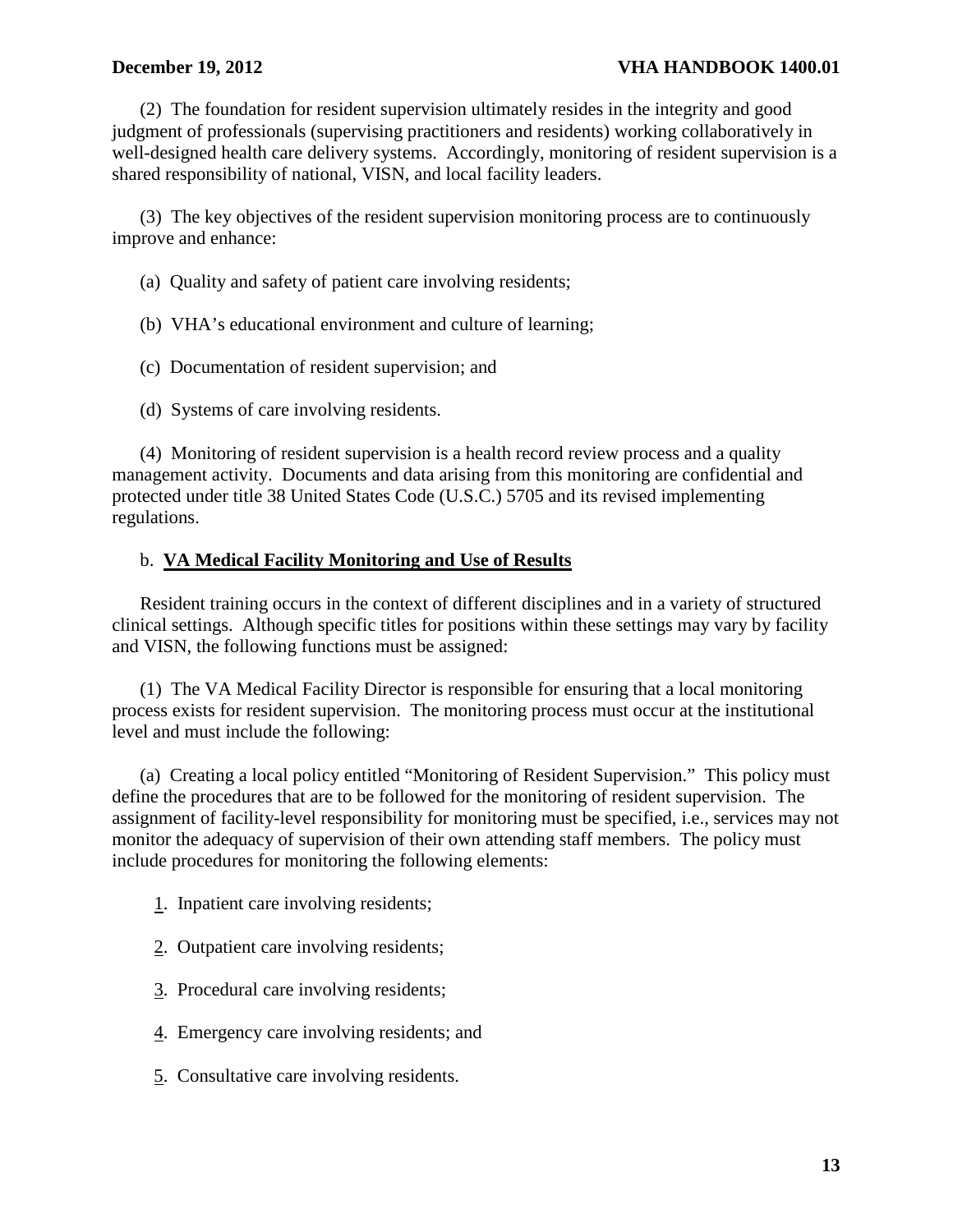(2) The foundation for resident supervision ultimately resides in the integrity and good judgment of professionals (supervising practitioners and residents) working collaboratively in well-designed health care delivery systems. Accordingly, monitoring of resident supervision is a shared responsibility of national, VISN, and local facility leaders.

(3) The key objectives of the resident supervision monitoring process are to continuously improve and enhance:

(a) Quality and safety of patient care involving residents;

(b) VHA's educational environment and culture of learning;

(c) Documentation of resident supervision; and

(d) Systems of care involving residents.

(4) Monitoring of resident supervision is a health record review process and a quality management activity. Documents and data arising from this monitoring are confidential and protected under title 38 United States Code (U.S.C.) 5705 and its revised implementing regulations.

b. **<u>VA Medical Facility Monitoring and Use of Results</u>**

Resident training occurs in the context of different disciplines and in a variety of structured clinical settings. Although specific titles for positions within these settings may vary by facility and VISN, the following functions must be assigned:

(1) The VA Medical Facility Director is responsible for ensuring that a local monitoring process exists for resident supervision. The monitoring process must occur at the institutional level and must include the following:

(a) Creating a local policy entitled "Monitoring of Resident Supervision." This policy must define the procedures that are to be followed for the monitoring of resident supervision. The assignment of facility-level responsibility for monitoring must be specified, i.e., services may not monitor the adequacy of supervision of their own attending staff members. The policy must include procedures for monitoring the following elements:

<u>1</u>. Inpatient care involving residents;

<u>2</u>. Outpatient care involving residents;

<u>3</u>. Procedural care involving residents;

<u>4</u>. Emergency care involving residents; and

<u>5</u>. Consultative care involving residents.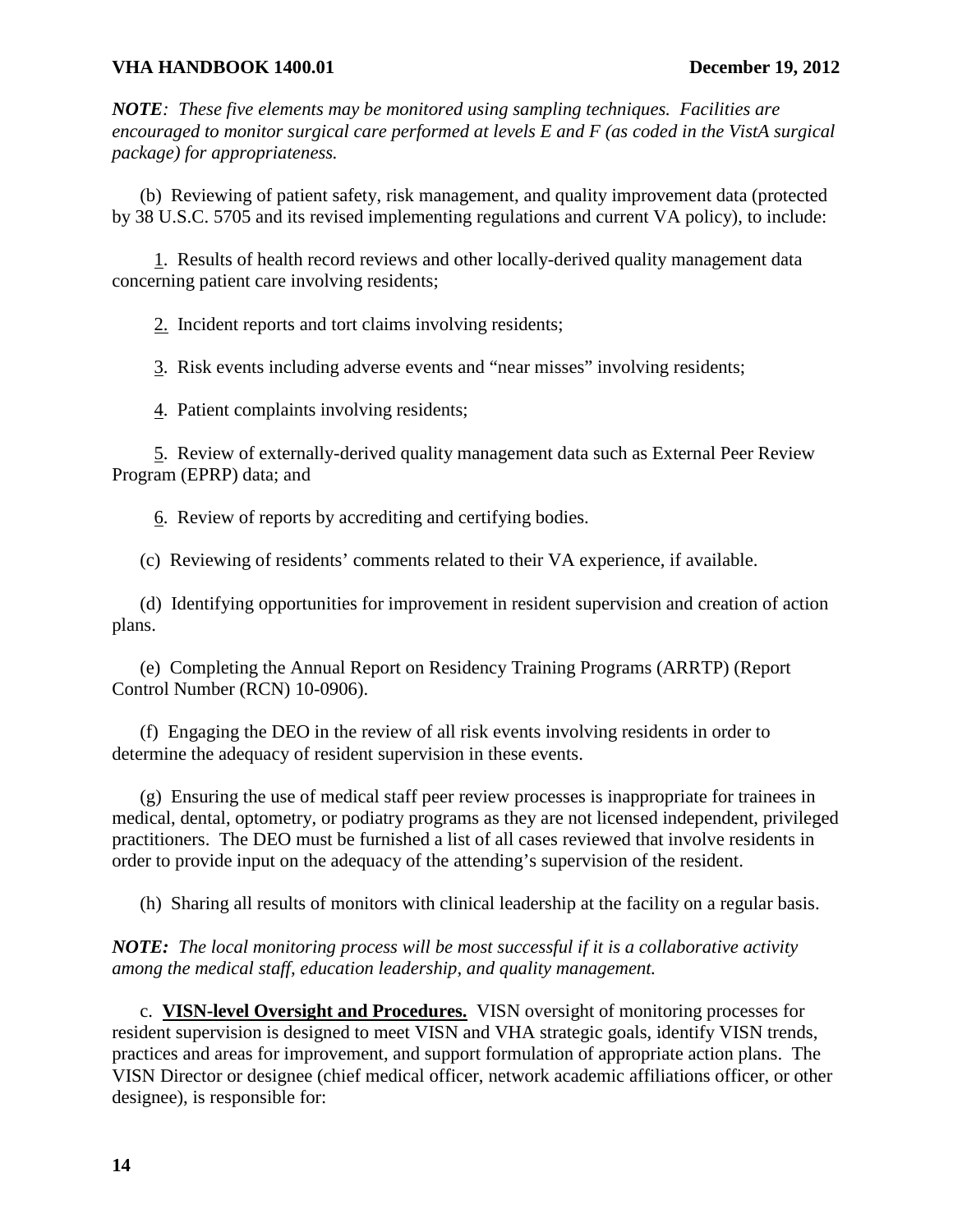***NOTE**: These five elements may be monitored using sampling techniques. Facilities are encouraged to monitor surgical care performed at levels E and F (as coded in the VistA surgical package) for appropriateness.*

(b) Reviewing of patient safety, risk management, and quality improvement data (protected by 38 U.S.C. 5705 and its revised implementing regulations and current VA policy), to include:

1. Results of health record reviews and other locally-derived quality management data concerning patient care involving residents;

2. Incident reports and tort claims involving residents;

3. Risk events including adverse events and "near misses" involving residents;

4. Patient complaints involving residents;

5. Review of externally-derived quality management data such as External Peer Review Program (EPRP) data; and

6. Review of reports by accrediting and certifying bodies.

(c) Reviewing of residents' comments related to their VA experience, if available.

(d) Identifying opportunities for improvement in resident supervision and creation of action plans.

(e) Completing the Annual Report on Residency Training Programs (ARRTP) (Report Control Number (RCN) 10-0906).

(f) Engaging the DEO in the review of all risk events involving residents in order to determine the adequacy of resident supervision in these events.

(g) Ensuring the use of medical staff peer review processes is inappropriate for trainees in medical, dental, optometry, or podiatry programs as they are not licensed independent, privileged practitioners. The DEO must be furnished a list of all cases reviewed that involve residents in order to provide input on the adequacy of the attending's supervision of the resident.

(h) Sharing all results of monitors with clinical leadership at the facility on a regular basis.

***NOTE:** The local monitoring process will be most successful if it is a collaborative activity among the medical staff, education leadership, and quality management.*

c. **VISN-level Oversight and Procedures.** VISN oversight of monitoring processes for resident supervision is designed to meet VISN and VHA strategic goals, identify VISN trends, practices and areas for improvement, and support formulation of appropriate action plans. The VISN Director or designee (chief medical officer, network academic affiliations officer, or other designee), is responsible for: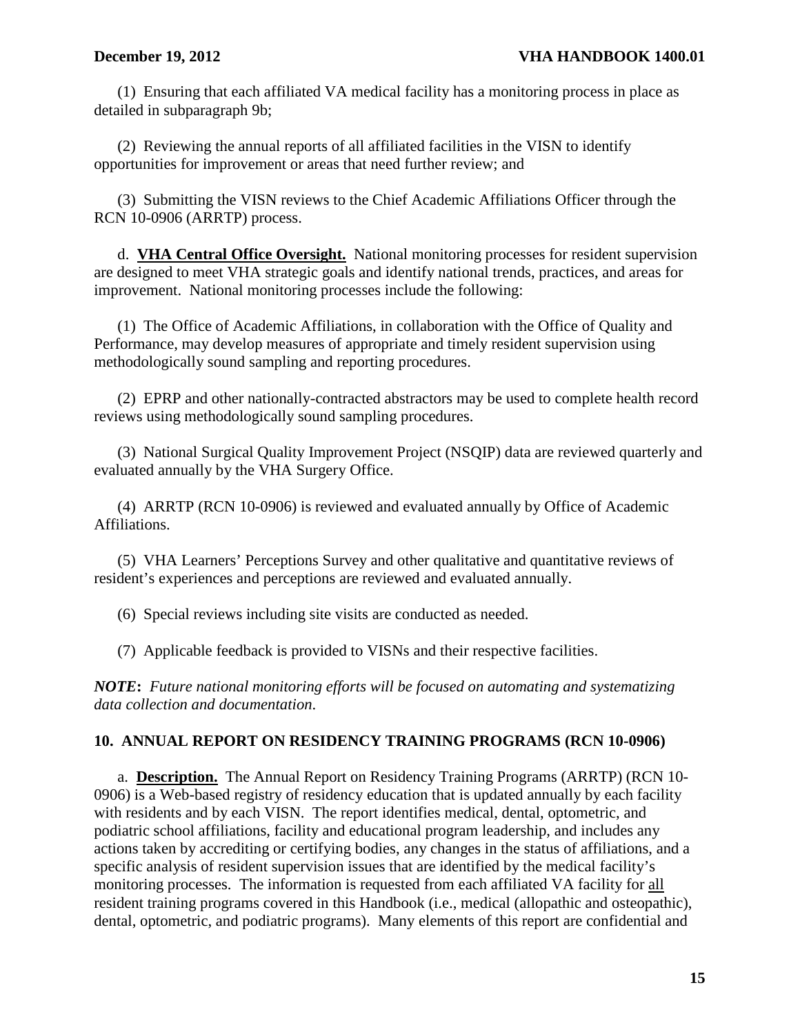(1) Ensuring that each affiliated VA medical facility has a monitoring process in place as detailed in subparagraph 9b;

(2) Reviewing the annual reports of all affiliated facilities in the VISN to identify opportunities for improvement or areas that need further review; and

(3) Submitting the VISN reviews to the Chief Academic Affiliations Officer through the RCN 10-0906 (ARRTP) process.

d. **VHA Central Office Oversight.** National monitoring processes for resident supervision are designed to meet VHA strategic goals and identify national trends, practices, and areas for improvement. National monitoring processes include the following:

(1) The Office of Academic Affiliations, in collaboration with the Office of Quality and Performance, may develop measures of appropriate and timely resident supervision using methodologically sound sampling and reporting procedures.

(2) EPRP and other nationally-contracted abstractors may be used to complete health record reviews using methodologically sound sampling procedures.

(3) National Surgical Quality Improvement Project (NSQIP) data are reviewed quarterly and evaluated annually by the VHA Surgery Office.

(4) ARRTP (RCN 10-0906) is reviewed and evaluated annually by Office of Academic Affiliations.

(5) VHA Learners' Perceptions Survey and other qualitative and quantitative reviews of resident's experiences and perceptions are reviewed and evaluated annually.

(6) Special reviews including site visits are conducted as needed.

(7) Applicable feedback is provided to VISNs and their respective facilities.

***NOTE:*** *Future national monitoring efforts will be focused on automating and systematizing data collection and documentation.*

## 10. ANNUAL REPORT ON RESIDENCY TRAINING PROGRAMS (RCN 10-0906)

a. **Description.** The Annual Report on Residency Training Programs (ARRTP) (RCN 10-0906) is a Web-based registry of residency education that is updated annually by each facility with residents and by each VISN. The report identifies medical, dental, optometric, and podiatric school affiliations, facility and educational program leadership, and includes any actions taken by accrediting or certifying bodies, any changes in the status of affiliations, and a specific analysis of resident supervision issues that are identified by the medical facility's monitoring processes. The information is requested from each affiliated VA facility for all resident training programs covered in this Handbook (i.e., medical (allopathic and osteopathic), dental, optometric, and podiatric programs). Many elements of this report are confidential and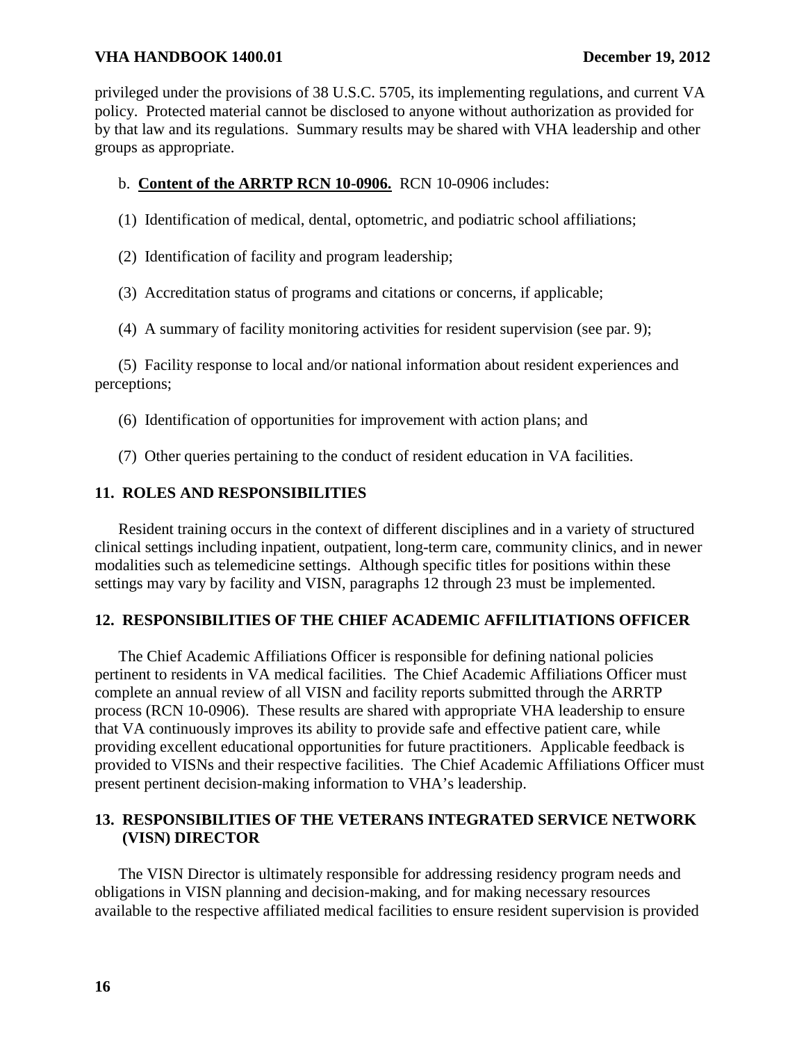privileged under the provisions of 38 U.S.C. 5705, its implementing regulations, and current VA policy. Protected material cannot be disclosed to anyone without authorization as provided for by that law and its regulations. Summary results may be shared with VHA leadership and other groups as appropriate.

b. **Content of the ARRTP RCN 10-0906.** RCN 10-0906 includes:

(1) Identification of medical, dental, optometric, and podiatric school affiliations;

(2) Identification of facility and program leadership;

(3) Accreditation status of programs and citations or concerns, if applicable;

(4) A summary of facility monitoring activities for resident supervision (see par. 9);

(5) Facility response to local and/or national information about resident experiences and perceptions;

(6) Identification of opportunities for improvement with action plans; and

(7) Other queries pertaining to the conduct of resident education in VA facilities.

## 11. ROLES AND RESPONSIBILITIES

Resident training occurs in the context of different disciplines and in a variety of structured clinical settings including inpatient, outpatient, long-term care, community clinics, and in newer modalities such as telemedicine settings. Although specific titles for positions within these settings may vary by facility and VISN, paragraphs 12 through 23 must be implemented.

## 12. RESPONSIBILITIES OF THE CHIEF ACADEMIC AFFILITIATIONS OFFICER

The Chief Academic Affiliations Officer is responsible for defining national policies pertinent to residents in VA medical facilities. The Chief Academic Affiliations Officer must complete an annual review of all VISN and facility reports submitted through the ARRTP process (RCN 10-0906). These results are shared with appropriate VHA leadership to ensure that VA continuously improves its ability to provide safe and effective patient care, while providing excellent educational opportunities for future practitioners. Applicable feedback is provided to VISNs and their respective facilities. The Chief Academic Affiliations Officer must present pertinent decision-making information to VHA's leadership.

## 13. RESPONSIBILITIES OF THE VETERANS INTEGRATED SERVICE NETWORK (VISN) DIRECTOR

The VISN Director is ultimately responsible for addressing residency program needs and obligations in VISN planning and decision-making, and for making necessary resources available to the respective affiliated medical facilities to ensure resident supervision is provided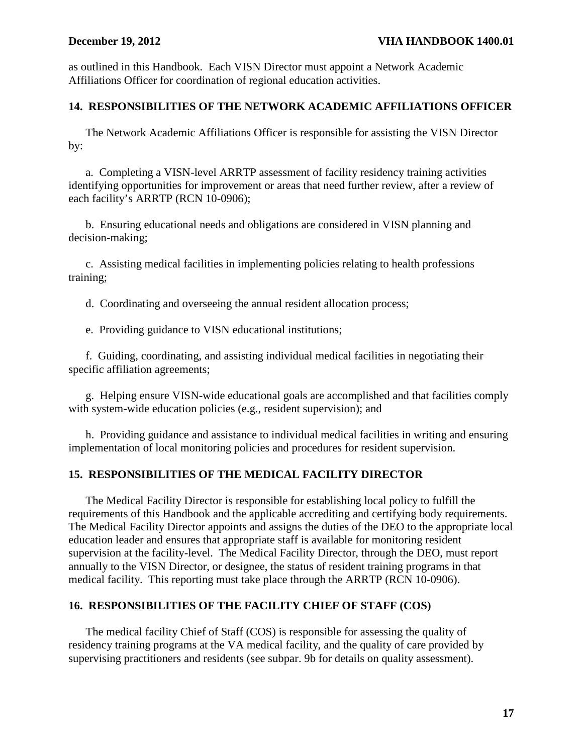as outlined in this Handbook. Each VISN Director must appoint a Network Academic Affiliations Officer for coordination of regional education activities.

## 14. RESPONSIBILITIES OF THE NETWORK ACADEMIC AFFILIATIONS OFFICER

The Network Academic Affiliations Officer is responsible for assisting the VISN Director by:

a. Completing a VISN-level ARRTP assessment of facility residency training activities identifying opportunities for improvement or areas that need further review, after a review of each facility's ARRTP (RCN 10-0906);

b. Ensuring educational needs and obligations are considered in VISN planning and decision-making;

c. Assisting medical facilities in implementing policies relating to health professions training;

d. Coordinating and overseeing the annual resident allocation process;

e. Providing guidance to VISN educational institutions;

f. Guiding, coordinating, and assisting individual medical facilities in negotiating their specific affiliation agreements;

g. Helping ensure VISN-wide educational goals are accomplished and that facilities comply with system-wide education policies (e.g., resident supervision); and

h. Providing guidance and assistance to individual medical facilities in writing and ensuring implementation of local monitoring policies and procedures for resident supervision.

## 15. RESPONSIBILITIES OF THE MEDICAL FACILITY DIRECTOR

The Medical Facility Director is responsible for establishing local policy to fulfill the requirements of this Handbook and the applicable accrediting and certifying body requirements. The Medical Facility Director appoints and assigns the duties of the DEO to the appropriate local education leader and ensures that appropriate staff is available for monitoring resident supervision at the facility-level. The Medical Facility Director, through the DEO, must report annually to the VISN Director, or designee, the status of resident training programs in that medical facility. This reporting must take place through the ARRTP (RCN 10-0906).

## 16. RESPONSIBILITIES OF THE FACILITY CHIEF OF STAFF (COS)

The medical facility Chief of Staff (COS) is responsible for assessing the quality of residency training programs at the VA medical facility, and the quality of care provided by supervising practitioners and residents (see subpar. 9b for details on quality assessment).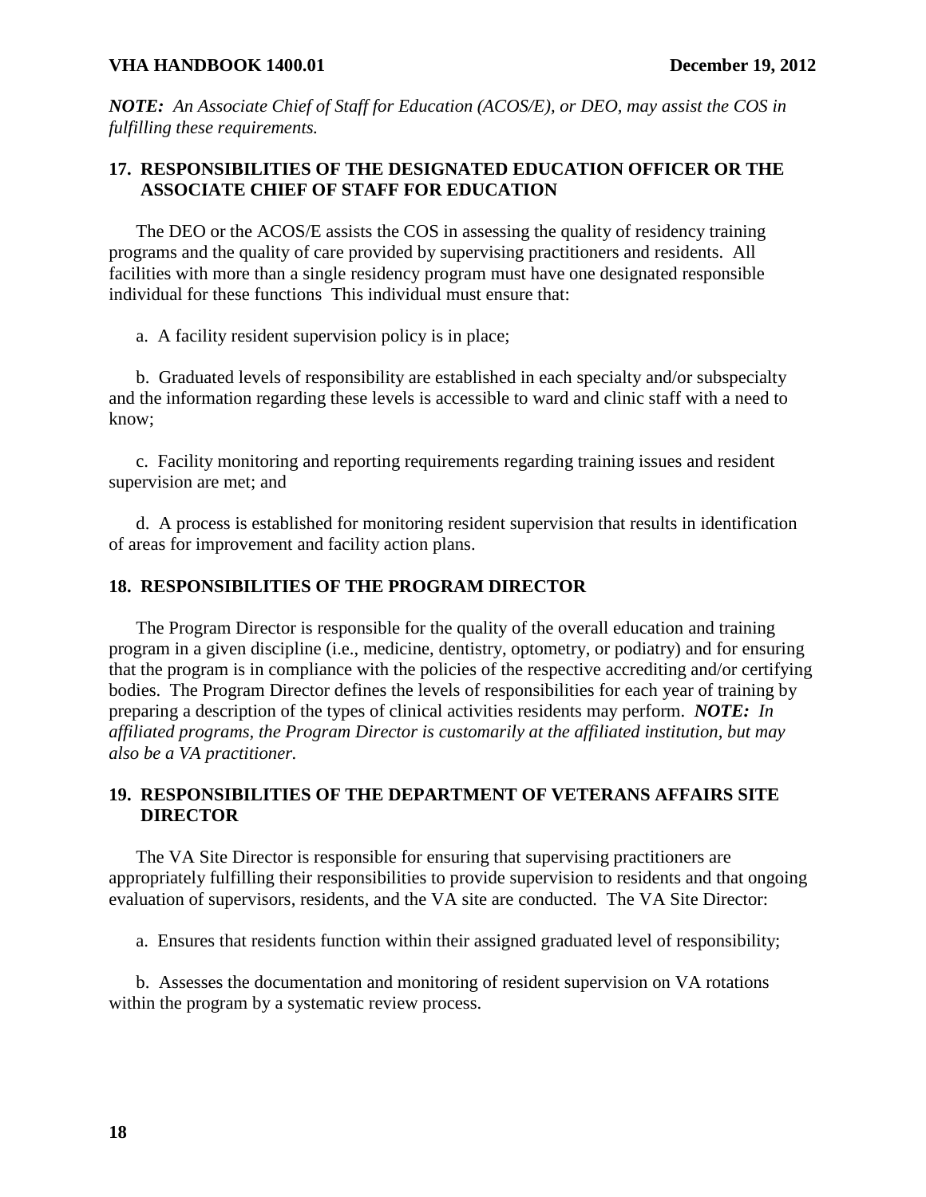***NOTE:** An Associate Chief of Staff for Education (ACOS/E), or DEO, may assist the COS in fulfilling these requirements.*

## 17. RESPONSIBILITIES OF THE DESIGNATED EDUCATION OFFICER OR THE ASSOCIATE CHIEF OF STAFF FOR EDUCATION

The DEO or the ACOS/E assists the COS in assessing the quality of residency training programs and the quality of care provided by supervising practitioners and residents. All facilities with more than a single residency program must have one designated responsible individual for these functions This individual must ensure that:

a. A facility resident supervision policy is in place;

b. Graduated levels of responsibility are established in each specialty and/or subspecialty and the information regarding these levels is accessible to ward and clinic staff with a need to know;

c. Facility monitoring and reporting requirements regarding training issues and resident supervision are met; and

d. A process is established for monitoring resident supervision that results in identification of areas for improvement and facility action plans.

## 18. RESPONSIBILITIES OF THE PROGRAM DIRECTOR

The Program Director is responsible for the quality of the overall education and training program in a given discipline (i.e., medicine, dentistry, optometry, or podiatry) and for ensuring that the program is in compliance with the policies of the respective accrediting and/or certifying bodies. The Program Director defines the levels of responsibilities for each year of training by preparing a description of the types of clinical activities residents may perform. ***NOTE:** In affiliated programs, the Program Director is customarily at the affiliated institution, but may also be a VA practitioner.*

## 19. RESPONSIBILITIES OF THE DEPARTMENT OF VETERANS AFFAIRS SITE DIRECTOR

The VA Site Director is responsible for ensuring that supervising practitioners are appropriately fulfilling their responsibilities to provide supervision to residents and that ongoing evaluation of supervisors, residents, and the VA site are conducted. The VA Site Director:

a. Ensures that residents function within their assigned graduated level of responsibility;

b. Assesses the documentation and monitoring of resident supervision on VA rotations within the program by a systematic review process.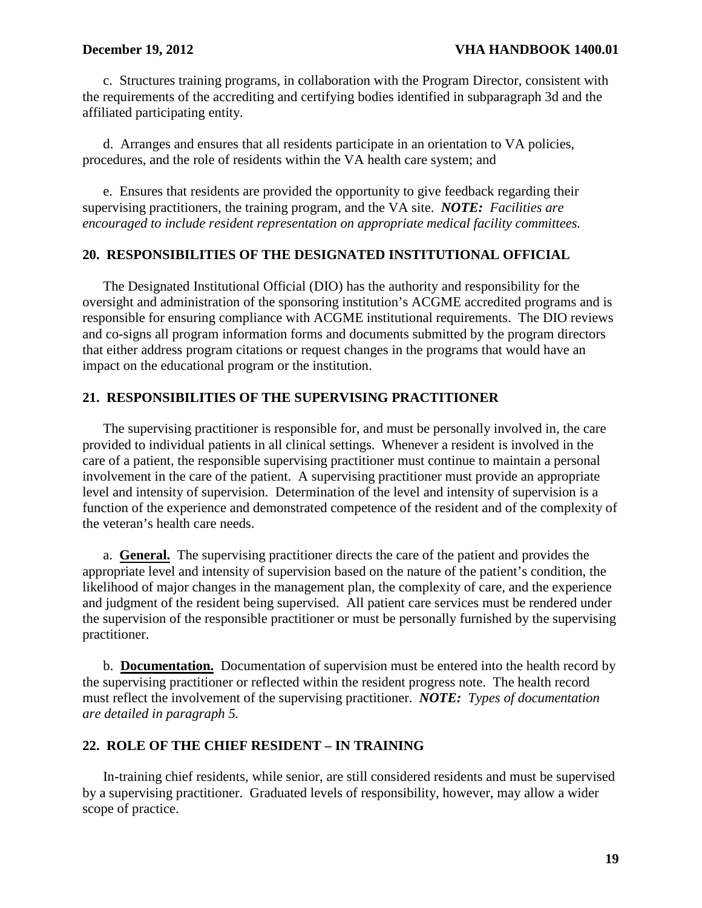c. Structures training programs, in collaboration with the Program Director, consistent with the requirements of the accrediting and certifying bodies identified in subparagraph 3d and the affiliated participating entity.

d. Arranges and ensures that all residents participate in an orientation to VA policies, procedures, and the role of residents within the VA health care system; and

e. Ensures that residents are provided the opportunity to give feedback regarding their supervising practitioners, the training program, and the VA site. ***NOTE:*** *Facilities are encouraged to include resident representation on appropriate medical facility committees.*

## 20. RESPONSIBILITIES OF THE DESIGNATED INSTITUTIONAL OFFICIAL

The Designated Institutional Official (DIO) has the authority and responsibility for the oversight and administration of the sponsoring institution's ACGME accredited programs and is responsible for ensuring compliance with ACGME institutional requirements. The DIO reviews and co-signs all program information forms and documents submitted by the program directors that either address program citations or request changes in the programs that would have an impact on the educational program or the institution.

## 21. RESPONSIBILITIES OF THE SUPERVISING PRACTITIONER

The supervising practitioner is responsible for, and must be personally involved in, the care provided to individual patients in all clinical settings. Whenever a resident is involved in the care of a patient, the responsible supervising practitioner must continue to maintain a personal involvement in the care of the patient. A supervising practitioner must provide an appropriate level and intensity of supervision. Determination of the level and intensity of supervision is a function of the experience and demonstrated competence of the resident and of the complexity of the veteran's health care needs.

a. **General.** The supervising practitioner directs the care of the patient and provides the appropriate level and intensity of supervision based on the nature of the patient's condition, the likelihood of major changes in the management plan, the complexity of care, and the experience and judgment of the resident being supervised. All patient care services must be rendered under the supervision of the responsible practitioner or must be personally furnished by the supervising practitioner.

b. **Documentation.** Documentation of supervision must be entered into the health record by the supervising practitioner or reflected within the resident progress note. The health record must reflect the involvement of the supervising practitioner. ***NOTE:*** *Types of documentation are detailed in paragraph 5.*

## 22. ROLE OF THE CHIEF RESIDENT – IN TRAINING

In-training chief residents, while senior, are still considered residents and must be supervised by a supervising practitioner. Graduated levels of responsibility, however, may allow a wider scope of practice.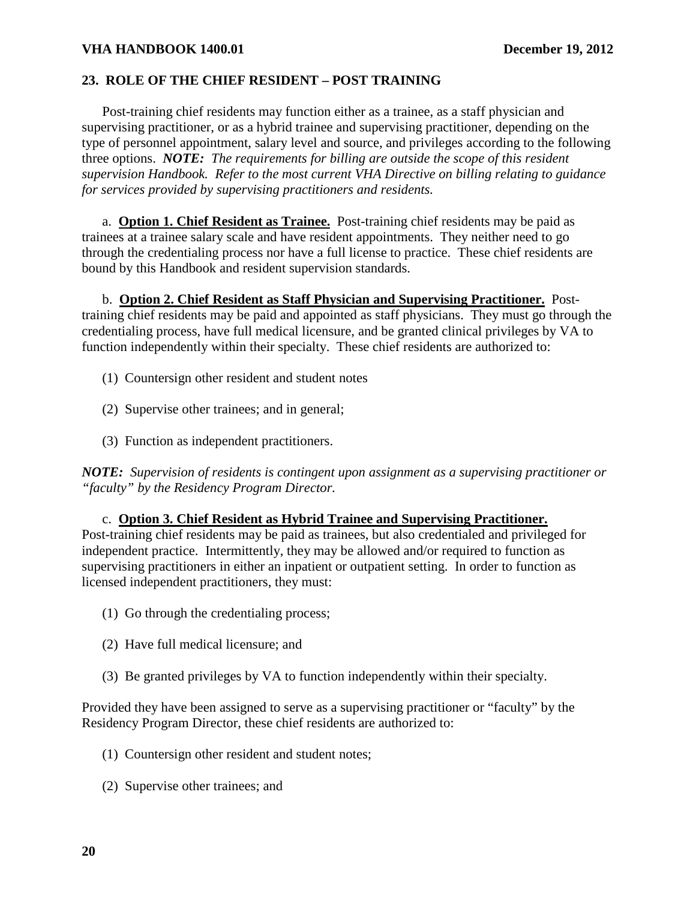## 23. ROLE OF THE CHIEF RESIDENT – POST TRAINING

Post-training chief residents may function either as a trainee, as a staff physician and supervising practitioner, or as a hybrid trainee and supervising practitioner, depending on the type of personnel appointment, salary level and source, and privileges according to the following three options. ***NOTE:*** *The requirements for billing are outside the scope of this resident supervision Handbook. Refer to the most current VHA Directive on billing relating to guidance for services provided by supervising practitioners and residents.*

a. **Option 1. Chief Resident as Trainee.** Post-training chief residents may be paid as trainees at a trainee salary scale and have resident appointments. They neither need to go through the credentialing process nor have a full license to practice. These chief residents are bound by this Handbook and resident supervision standards.

b. **Option 2. Chief Resident as Staff Physician and Supervising Practitioner.** Post-training chief residents may be paid and appointed as staff physicians. They must go through the credentialing process, have full medical licensure, and be granted clinical privileges by VA to function independently within their specialty. These chief residents are authorized to:

(1) Countersign other resident and student notes

(2) Supervise other trainees; and in general;

(3) Function as independent practitioners.

***NOTE:*** *Supervision of residents is contingent upon assignment as a supervising practitioner or "faculty" by the Residency Program Director.*

c. **Option 3. Chief Resident as Hybrid Trainee and Supervising Practitioner.** Post-training chief residents may be paid as trainees, but also credentialed and privileged for independent practice. Intermittently, they may be allowed and/or required to function as supervising practitioners in either an inpatient or outpatient setting. In order to function as licensed independent practitioners, they must:

(1) Go through the credentialing process;

(2) Have full medical licensure; and

(3) Be granted privileges by VA to function independently within their specialty.

Provided they have been assigned to serve as a supervising practitioner or "faculty" by the Residency Program Director, these chief residents are authorized to:

(1) Countersign other resident and student notes;

(2) Supervise other trainees; and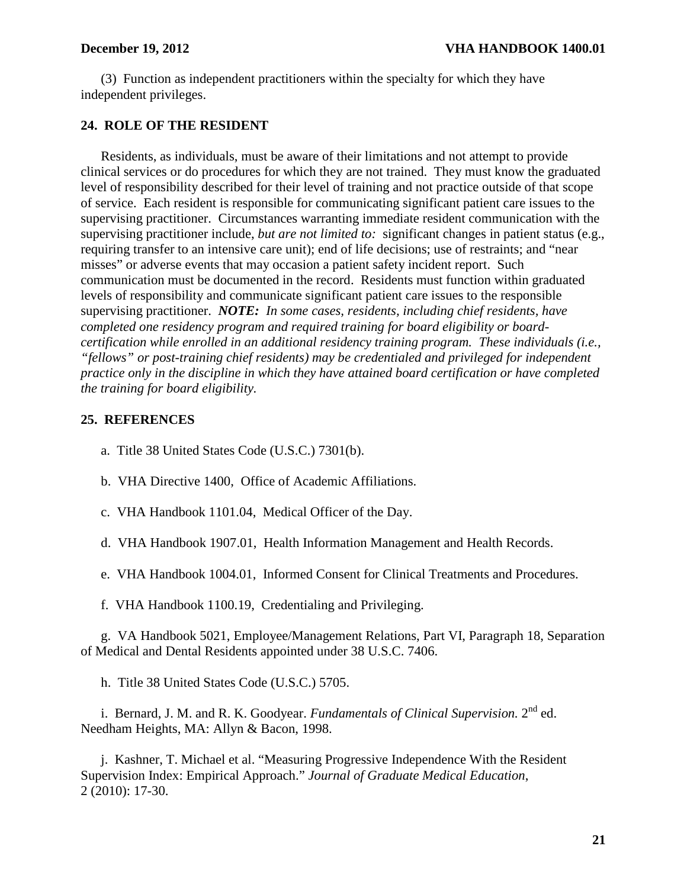(3) Function as independent practitioners within the specialty for which they have independent privileges.

## 24. ROLE OF THE RESIDENT

Residents, as individuals, must be aware of their limitations and not attempt to provide clinical services or do procedures for which they are not trained. They must know the graduated level of responsibility described for their level of training and not practice outside of that scope of service. Each resident is responsible for communicating significant patient care issues to the supervising practitioner. Circumstances warranting immediate resident communication with the supervising practitioner include, *but are not limited to:* significant changes in patient status (e.g., requiring transfer to an intensive care unit); end of life decisions; use of restraints; and "near misses" or adverse events that may occasion a patient safety incident report. Such communication must be documented in the record. Residents must function within graduated levels of responsibility and communicate significant patient care issues to the responsible supervising practitioner. ***NOTE:*** *In some cases, residents, including chief residents, have completed one residency program and required training for board eligibility or board-certification while enrolled in an additional residency training program. These individuals (i.e., "fellows" or post-training chief residents) may be credentialed and privileged for independent practice only in the discipline in which they have attained board certification or have completed the training for board eligibility.*

## 25. REFERENCES

a. Title 38 United States Code (U.S.C.) 7301(b).

b. VHA Directive 1400, Office of Academic Affiliations.

c. VHA Handbook 1101.04, Medical Officer of the Day.

d. VHA Handbook 1907.01, Health Information Management and Health Records.

e. VHA Handbook 1004.01, Informed Consent for Clinical Treatments and Procedures.

f. VHA Handbook 1100.19, Credentialing and Privileging.

g. VA Handbook 5021, Employee/Management Relations, Part VI, Paragraph 18, Separation of Medical and Dental Residents appointed under 38 U.S.C. 7406.

h. Title 38 United States Code (U.S.C.) 5705.

i. Bernard, J. M. and R. K. Goodyear. *Fundamentals of Clinical Supervision.* 2nd ed. Needham Heights, MA: Allyn & Bacon, 1998.

j. Kashner, T. Michael et al. "Measuring Progressive Independence With the Resident Supervision Index: Empirical Approach." *Journal of Graduate Medical Education*, 2 (2010): 17-30.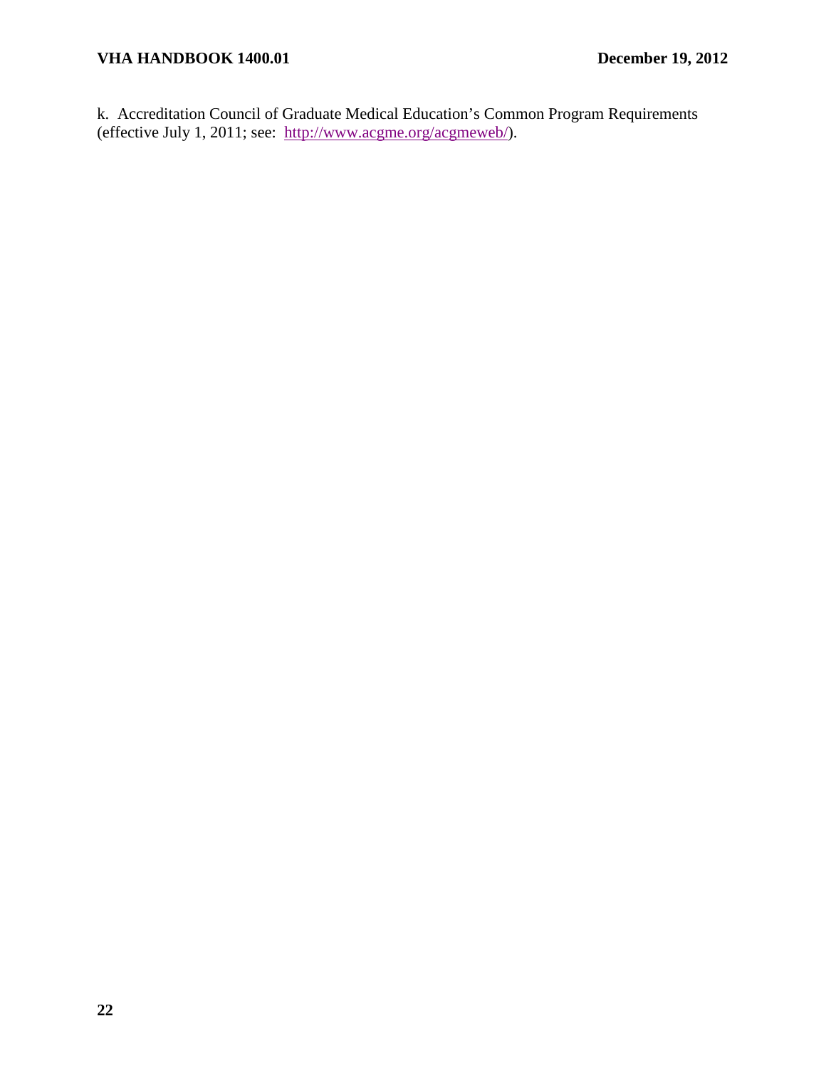k. Accreditation Council of Graduate Medical Education’s Common Program Requirements (effective July 1, 2011; see: [http://www.acgme.org/acgmeweb/](http://www.acgme.org/acgmeweb/)).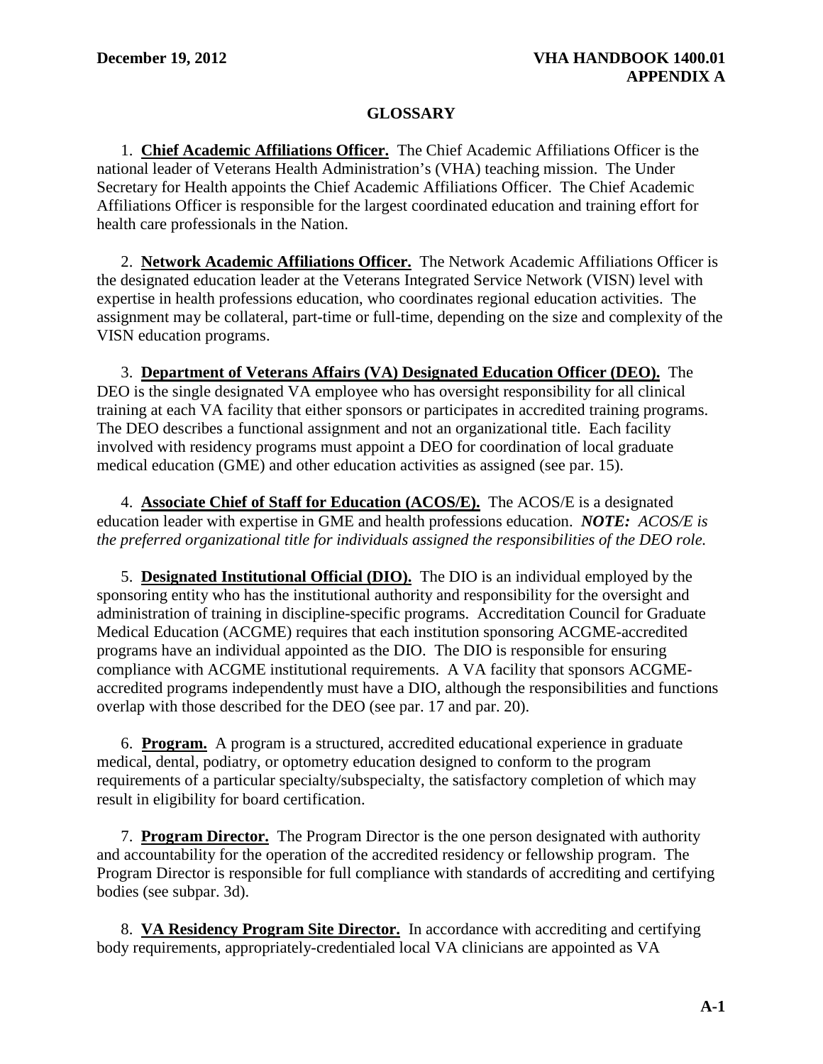## GLOSSARY

1. **Chief Academic Affiliations Officer.** The Chief Academic Affiliations Officer is the national leader of Veterans Health Administration's (VHA) teaching mission. The Under Secretary for Health appoints the Chief Academic Affiliations Officer. The Chief Academic Affiliations Officer is responsible for the largest coordinated education and training effort for health care professionals in the Nation.

2. **Network Academic Affiliations Officer.** The Network Academic Affiliations Officer is the designated education leader at the Veterans Integrated Service Network (VISN) level with expertise in health professions education, who coordinates regional education activities. The assignment may be collateral, part-time or full-time, depending on the size and complexity of the VISN education programs.

3. **Department of Veterans Affairs (VA) Designated Education Officer (DEO).** The DEO is the single designated VA employee who has oversight responsibility for all clinical training at each VA facility that either sponsors or participates in accredited training programs. The DEO describes a functional assignment and not an organizational title. Each facility involved with residency programs must appoint a DEO for coordination of local graduate medical education (GME) and other education activities as assigned (see par. 15).

4. **Associate Chief of Staff for Education (ACOS/E).** The ACOS/E is a designated education leader with expertise in GME and health professions education. ***NOTE:*** *ACOS/E is the preferred organizational title for individuals assigned the responsibilities of the DEO role.*

5. **Designated Institutional Official (DIO).** The DIO is an individual employed by the sponsoring entity who has the institutional authority and responsibility for the oversight and administration of training in discipline-specific programs. Accreditation Council for Graduate Medical Education (ACGME) requires that each institution sponsoring ACGME-accredited programs have an individual appointed as the DIO. The DIO is responsible for ensuring compliance with ACGME institutional requirements. A VA facility that sponsors ACGME-accredited programs independently must have a DIO, although the responsibilities and functions overlap with those described for the DEO (see par. 17 and par. 20).

6. **Program.** A program is a structured, accredited educational experience in graduate medical, dental, podiatry, or optometry education designed to conform to the program requirements of a particular specialty/subspecialty, the satisfactory completion of which may result in eligibility for board certification.

7. **Program Director.** The Program Director is the one person designated with authority and accountability for the operation of the accredited residency or fellowship program. The Program Director is responsible for full compliance with standards of accrediting and certifying bodies (see subpar. 3d).

8. **VA Residency Program Site Director.** In accordance with accrediting and certifying body requirements, appropriately-credentialed local VA clinicians are appointed as VA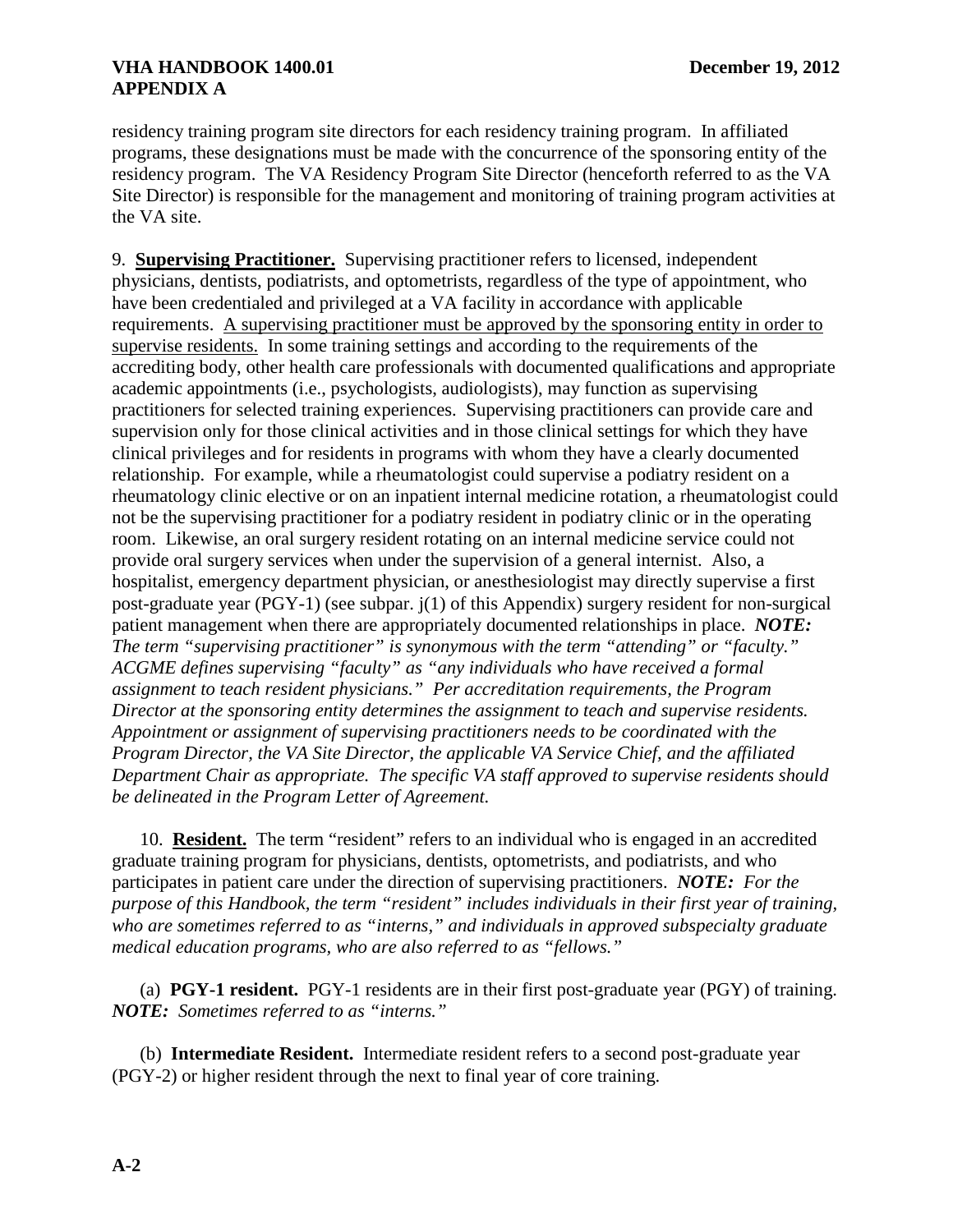residency training program site directors for each residency training program. In affiliated programs, these designations must be made with the concurrence of the sponsoring entity of the residency program. The VA Residency Program Site Director (henceforth referred to as the VA Site Director) is responsible for the management and monitoring of training program activities at the VA site.

9. **Supervising Practitioner.** Supervising practitioner refers to licensed, independent physicians, dentists, podiatrists, and optometrists, regardless of the type of appointment, who have been credentialed and privileged at a VA facility in accordance with applicable requirements. <u>A supervising practitioner must be approved by the sponsoring entity in order to supervise residents.</u> In some training settings and according to the requirements of the accrediting body, other health care professionals with documented qualifications and appropriate academic appointments (i.e., psychologists, audiologists), may function as supervising practitioners for selected training experiences. Supervising practitioners can provide care and supervision only for those clinical activities and in those clinical settings for which they have clinical privileges and for residents in programs with whom they have a clearly documented relationship. For example, while a rheumatologist could supervise a podiatry resident on a rheumatology clinic elective or on an inpatient internal medicine rotation, a rheumatologist could not be the supervising practitioner for a podiatry resident in podiatry clinic or in the operating room. Likewise, an oral surgery resident rotating on an internal medicine service could not provide oral surgery services when under the supervision of a general internist. Also, a hospitalist, emergency department physician, or anesthesiologist may directly supervise a first post-graduate year (PGY-1) (see subpar. j(1) of this Appendix) surgery resident for non-surgical patient management when there are appropriately documented relationships in place. ***NOTE:*** *The term "supervising practitioner" is synonymous with the term "attending" or "faculty." ACGME defines supervising "faculty" as "any individuals who have received a formal assignment to teach resident physicians." Per accreditation requirements, the Program Director at the sponsoring entity determines the assignment to teach and supervise residents. Appointment or assignment of supervising practitioners needs to be coordinated with the Program Director, the VA Site Director, the applicable VA Service Chief, and the affiliated Department Chair as appropriate. The specific VA staff approved to supervise residents should be delineated in the Program Letter of Agreement.*

10. **Resident.** The term "resident" refers to an individual who is engaged in an accredited graduate training program for physicians, dentists, optometrists, and podiatrists, and who participates in patient care under the direction of supervising practitioners. ***NOTE:*** *For the purpose of this Handbook, the term "resident" includes individuals in their first year of training, who are sometimes referred to as "interns," and individuals in approved subspecialty graduate medical education programs, who are also referred to as "fellows."*

(a) **PGY-1 resident.** PGY-1 residents are in their first post-graduate year (PGY) of training. ***NOTE:*** *Sometimes referred to as "interns."*

(b) **Intermediate Resident.** Intermediate resident refers to a second post-graduate year (PGY-2) or higher resident through the next to final year of core training.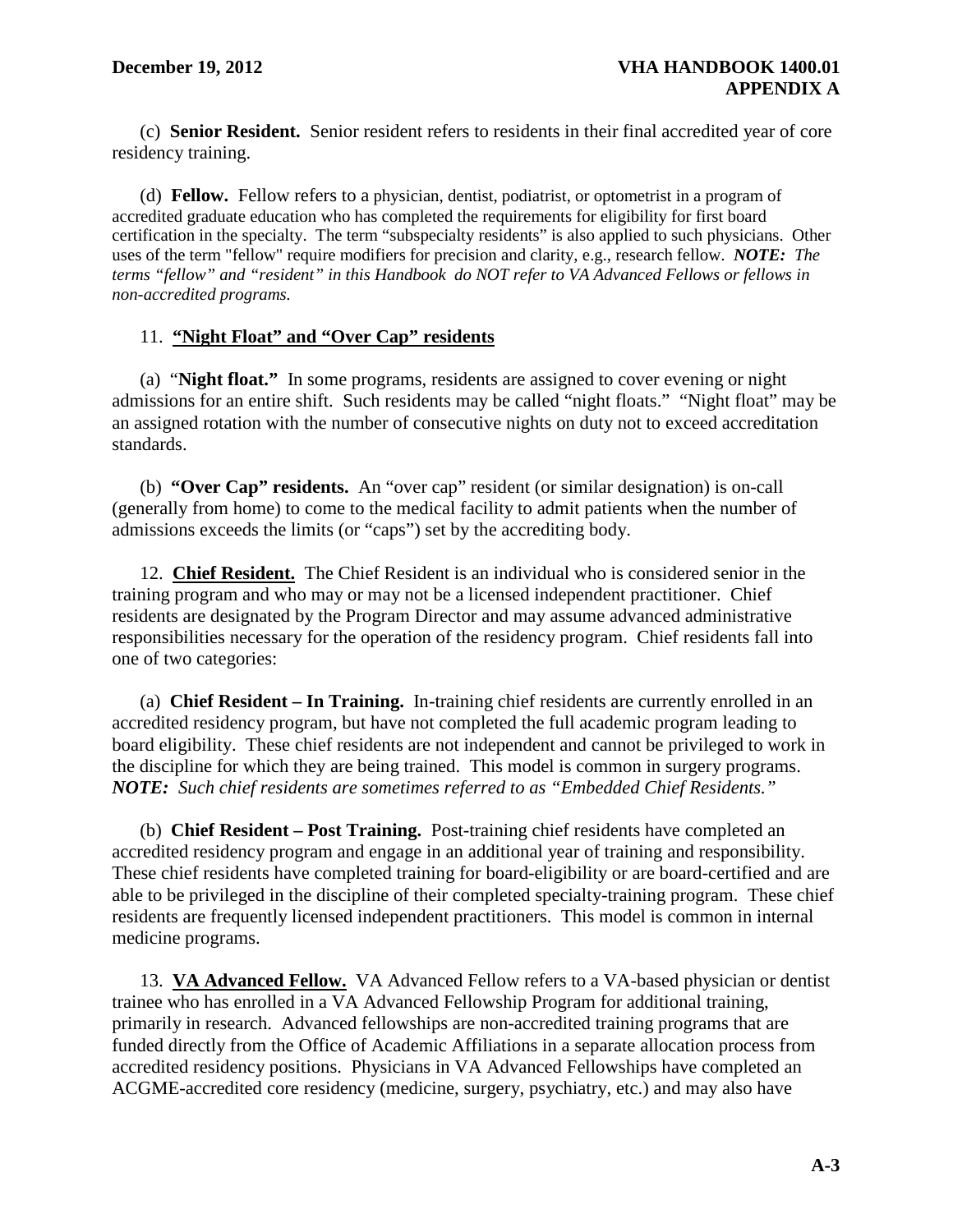(c) **Senior Resident.** Senior resident refers to residents in their final accredited year of core residency training.

(d) **Fellow.** Fellow refers to a physician, dentist, podiatrist, or optometrist in a program of accredited graduate education who has completed the requirements for eligibility for first board certification in the specialty. The term "subspecialty residents" is also applied to such physicians. Other uses of the term "fellow" require modifiers for precision and clarity, e.g., research fellow. ***NOTE:*** *The terms "fellow" and "resident" in this Handbook do NOT refer to VA Advanced Fellows or fellows in non-accredited programs.*

11. **"Night Float" and "Over Cap" residents**

(a) "**Night float.**" In some programs, residents are assigned to cover evening or night admissions for an entire shift. Such residents may be called "night floats." "Night float" may be an assigned rotation with the number of consecutive nights on duty not to exceed accreditation standards.

(b) **"Over Cap" residents.** An "over cap" resident (or similar designation) is on-call (generally from home) to come to the medical facility to admit patients when the number of admissions exceeds the limits (or "caps") set by the accrediting body.

12. **Chief Resident.** The Chief Resident is an individual who is considered senior in the training program and who may or may not be a licensed independent practitioner. Chief residents are designated by the Program Director and may assume advanced administrative responsibilities necessary for the operation of the residency program. Chief residents fall into one of two categories:

(a) **Chief Resident – In Training.** In-training chief residents are currently enrolled in an accredited residency program, but have not completed the full academic program leading to board eligibility. These chief residents are not independent and cannot be privileged to work in the discipline for which they are being trained. This model is common in surgery programs. ***NOTE:*** *Such chief residents are sometimes referred to as "Embedded Chief Residents."*

(b) **Chief Resident – Post Training.** Post-training chief residents have completed an accredited residency program and engage in an additional year of training and responsibility. These chief residents have completed training for board-eligibility or are board-certified and are able to be privileged in the discipline of their completed specialty-training program. These chief residents are frequently licensed independent practitioners. This model is common in internal medicine programs.

13. **VA Advanced Fellow.** VA Advanced Fellow refers to a VA-based physician or dentist trainee who has enrolled in a VA Advanced Fellowship Program for additional training, primarily in research. Advanced fellowships are non-accredited training programs that are funded directly from the Office of Academic Affiliations in a separate allocation process from accredited residency positions. Physicians in VA Advanced Fellowships have completed an ACGME-accredited core residency (medicine, surgery, psychiatry, etc.) and may also have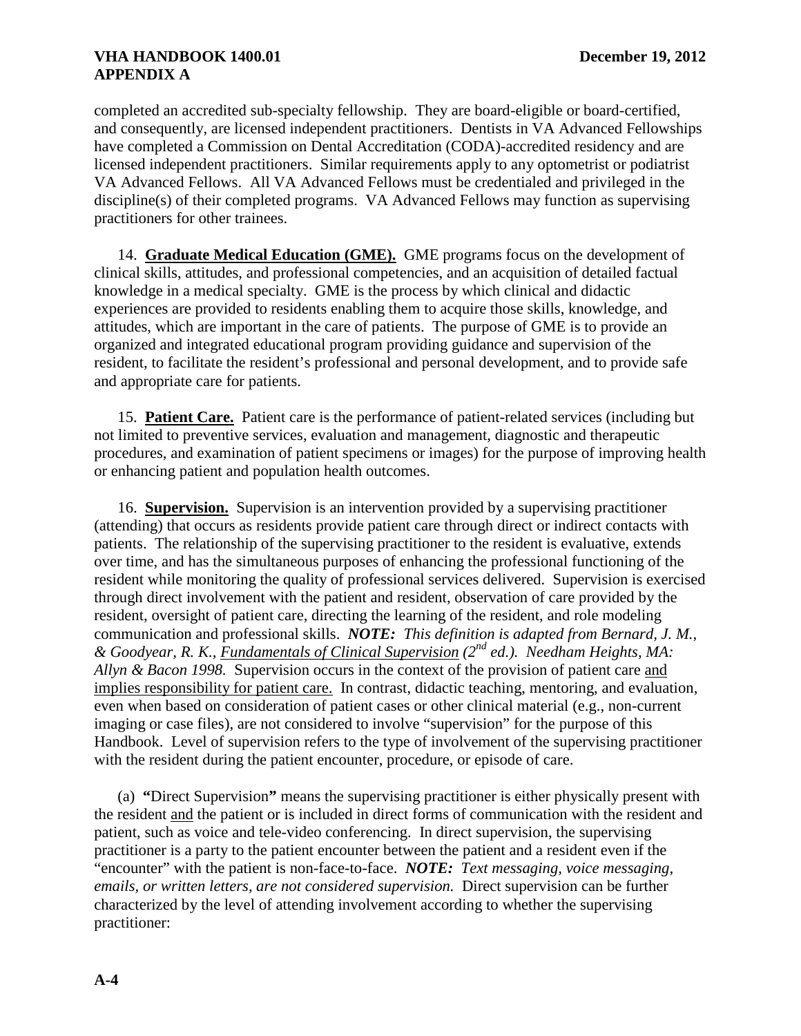completed an accredited sub-specialty fellowship. They are board-eligible or board-certified, and consequently, are licensed independent practitioners. Dentists in VA Advanced Fellowships have completed a Commission on Dental Accreditation (CODA)-accredited residency and are licensed independent practitioners. Similar requirements apply to any optometrist or podiatrist VA Advanced Fellows. All VA Advanced Fellows must be credentialed and privileged in the discipline(s) of their completed programs. VA Advanced Fellows may function as supervising practitioners for other trainees.

14. **Graduate Medical Education (GME).** GME programs focus on the development of clinical skills, attitudes, and professional competencies, and an acquisition of detailed factual knowledge in a medical specialty. GME is the process by which clinical and didactic experiences are provided to residents enabling them to acquire those skills, knowledge, and attitudes, which are important in the care of patients. The purpose of GME is to provide an organized and integrated educational program providing guidance and supervision of the resident, to facilitate the resident's professional and personal development, and to provide safe and appropriate care for patients.

15. **Patient Care.** Patient care is the performance of patient-related services (including but not limited to preventive services, evaluation and management, diagnostic and therapeutic procedures, and examination of patient specimens or images) for the purpose of improving health or enhancing patient and population health outcomes.

16. **Supervision.** Supervision is an intervention provided by a supervising practitioner (attending) that occurs as residents provide patient care through direct or indirect contacts with patients. The relationship of the supervising practitioner to the resident is evaluative, extends over time, and has the simultaneous purposes of enhancing the professional functioning of the resident while monitoring the quality of professional services delivered. Supervision is exercised through direct involvement with the patient and resident, observation of care provided by the resident, oversight of patient care, directing the learning of the resident, and role modeling communication and professional skills. ***NOTE:*** *This definition is adapted from Bernard, J. M., & Goodyear, R. K., Fundamentals of Clinical Supervision (2nd ed.). Needham Heights, MA: Allyn & Bacon 1998.* Supervision occurs in the context of the provision of patient care and implies responsibility for patient care. In contrast, didactic teaching, mentoring, and evaluation, even when based on consideration of patient cases or other clinical material (e.g., non-current imaging or case files), are not considered to involve "supervision" for the purpose of this Handbook. Level of supervision refers to the type of involvement of the supervising practitioner with the resident during the patient encounter, procedure, or episode of care.

(a) **"**Direct Supervision**"** means the supervising practitioner is either physically present with the resident and the patient or is included in direct forms of communication with the resident and patient, such as voice and tele-video conferencing. In direct supervision, the supervising practitioner is a party to the patient encounter between the patient and a resident even if the "encounter" with the patient is non-face-to-face. ***NOTE:*** *Text messaging, voice messaging, emails, or written letters, are not considered supervision.* Direct supervision can be further characterized by the level of attending involvement according to whether the supervising practitioner: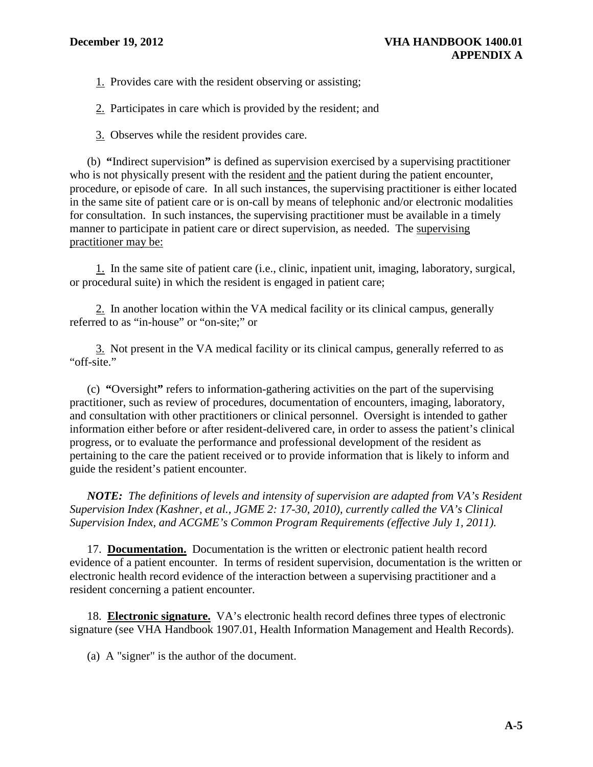1. Provides care with the resident observing or assisting;

2. Participates in care which is provided by the resident; and

3. Observes while the resident provides care.

(b) **"**Indirect supervision**"** is defined as supervision exercised by a supervising practitioner who is not physically present with the resident and the patient during the patient encounter, procedure, or episode of care. In all such instances, the supervising practitioner is either located in the same site of patient care or is on-call by means of telephonic and/or electronic modalities for consultation. In such instances, the supervising practitioner must be available in a timely manner to participate in patient care or direct supervision, as needed. The supervising practitioner may be:

1. In the same site of patient care (i.e., clinic, inpatient unit, imaging, laboratory, surgical, or procedural suite) in which the resident is engaged in patient care;

2. In another location within the VA medical facility or its clinical campus, generally referred to as "in-house" or "on-site;" or

3. Not present in the VA medical facility or its clinical campus, generally referred to as "off-site."

(c) **"**Oversight**"** refers to information-gathering activities on the part of the supervising practitioner, such as review of procedures, documentation of encounters, imaging, laboratory, and consultation with other practitioners or clinical personnel. Oversight is intended to gather information either before or after resident-delivered care, in order to assess the patient's clinical progress, or to evaluate the performance and professional development of the resident as pertaining to the care the patient received or to provide information that is likely to inform and guide the resident's patient encounter.

***NOTE:** The definitions of levels and intensity of supervision are adapted from VA's Resident Supervision Index (Kashner, et al., JGME 2: 17-30, 2010), currently called the VA's Clinical Supervision Index, and ACGME's Common Program Requirements (effective July 1, 2011).*

17. **Documentation.** Documentation is the written or electronic patient health record evidence of a patient encounter. In terms of resident supervision, documentation is the written or electronic health record evidence of the interaction between a supervising practitioner and a resident concerning a patient encounter.

18. **Electronic signature.** VA's electronic health record defines three types of electronic signature (see VHA Handbook 1907.01, Health Information Management and Health Records).

(a) A "signer" is the author of the document.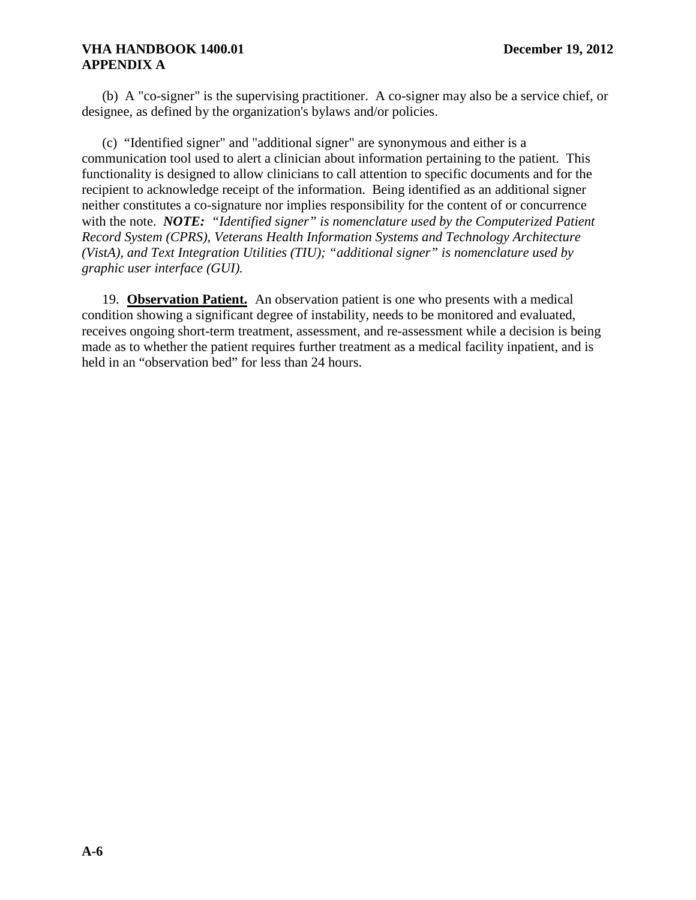(b) A "co-signer" is the supervising practitioner. A co-signer may also be a service chief, or designee, as defined by the organization's bylaws and/or policies.

(c) "Identified signer" and "additional signer" are synonymous and either is a communication tool used to alert a clinician about information pertaining to the patient. This functionality is designed to allow clinicians to call attention to specific documents and for the recipient to acknowledge receipt of the information. Being identified as an additional signer neither constitutes a co-signature nor implies responsibility for the content of or concurrence with the note. ***NOTE:*** *"Identified signer" is nomenclature used by the Computerized Patient Record System (CPRS), Veterans Health Information Systems and Technology Architecture (VistA), and Text Integration Utilities (TIU); "additional signer" is nomenclature used by graphic user interface (GUI).*

19. **Observation Patient.** An observation patient is one who presents with a medical condition showing a significant degree of instability, needs to be monitored and evaluated, receives ongoing short-term treatment, assessment, and re-assessment while a decision is being made as to whether the patient requires further treatment as a medical facility inpatient, and is held in an "observation bed" for less than 24 hours.